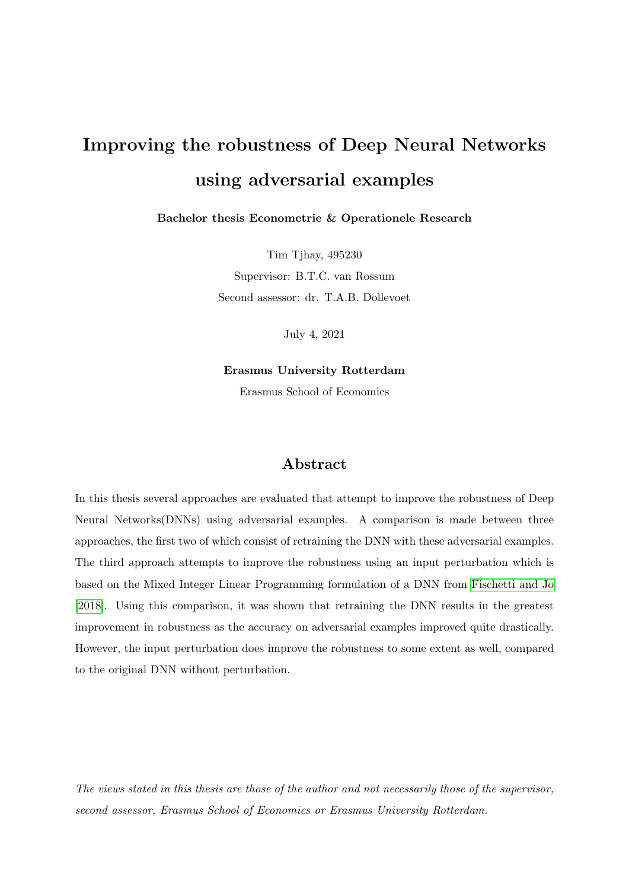# Improving the robustness of Deep Neural Networks using adversarial examples

**Bachelor thesis Econometrie & Operationele Research**

Tim Tjhay, 495230

Supervisor: B.T.C. van Rossum

Second assessor: dr. T.A.B. Dollevoet

July 4, 2021

**Erasmus University Rotterdam**

Erasmus School of Economics

## Abstract

In this thesis several approaches are evaluated that attempt to improve the robustness of Deep Neural Networks(DNNs) using adversarial examples. A comparison is made between three approaches, the first two of which consist of retraining the DNN with these adversarial examples. The third approach attempts to improve the robustness using an input perturbation which is based on the Mixed Integer Linear Programming formulation of a DNN from Fischetti and Jo [2018]. Using this comparison, it was shown that retraining the DNN results in the greatest improvement in robustness as the accuracy on adversarial examples improved quite drastically. However, the input perturbation does improve the robustness to some extent as well, compared to the original DNN without perturbation.

*The views stated in this thesis are those of the author and not necessarily those of the supervisor, second assessor, Erasmus School of Economics or Erasmus University Rotterdam.*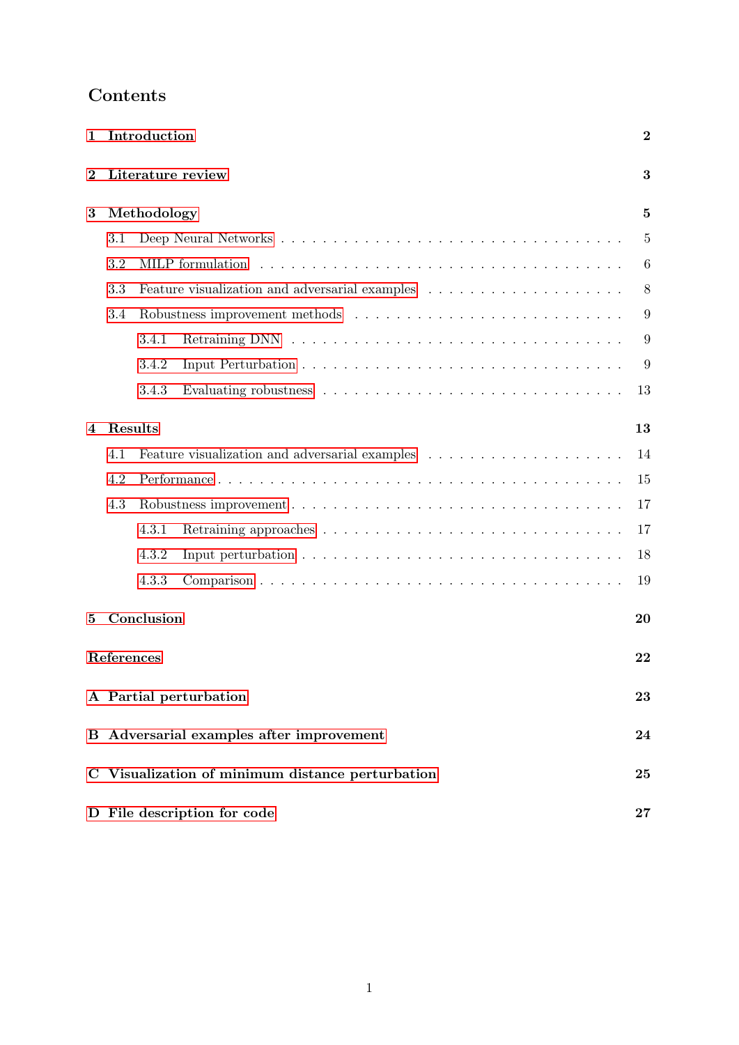# Contents

**1 Introduction** **2**

**2 Literature review** **3**

**3 Methodology** **5**

- 3.1 Deep Neural Networks . . . . . . . . . . . . . . . . . . . . . . . . . . . . . . . 5
- 3.2 MILP formulation . . . . . . . . . . . . . . . . . . . . . . . . . . . . . . . . . 6
- 3.3 Feature visualization and adversarial examples . . . . . . . . . . . . . . . . . 8
- 3.4 Robustness improvement methods . . . . . . . . . . . . . . . . . . . . . . . . 9
  - 3.4.1 Retraining DNN . . . . . . . . . . . . . . . . . . . . . . . . . . . . . . 9
  - 3.4.2 Input Perturbation . . . . . . . . . . . . . . . . . . . . . . . . . . . . . 9
  - 3.4.3 Evaluating robustness . . . . . . . . . . . . . . . . . . . . . . . . . . . 13

**4 Results** **13**

- 4.1 Feature visualization and adversarial examples . . . . . . . . . . . . . . . . . 14
- 4.2 Performance . . . . . . . . . . . . . . . . . . . . . . . . . . . . . . . . . . . . 15
- 4.3 Robustness improvement . . . . . . . . . . . . . . . . . . . . . . . . . . . . . 17
  - 4.3.1 Retraining approaches . . . . . . . . . . . . . . . . . . . . . . . . . . . 17
  - 4.3.2 Input perturbation . . . . . . . . . . . . . . . . . . . . . . . . . . . . . 18
  - 4.3.3 Comparison . . . . . . . . . . . . . . . . . . . . . . . . . . . . . . . . . 19

**5 Conclusion** **20**

**References** **22**

**A Partial perturbation** **23**

**B Adversarial examples after improvement** **24**

**C Visualization of minimum distance perturbation** **25**

**D File description for code** **27**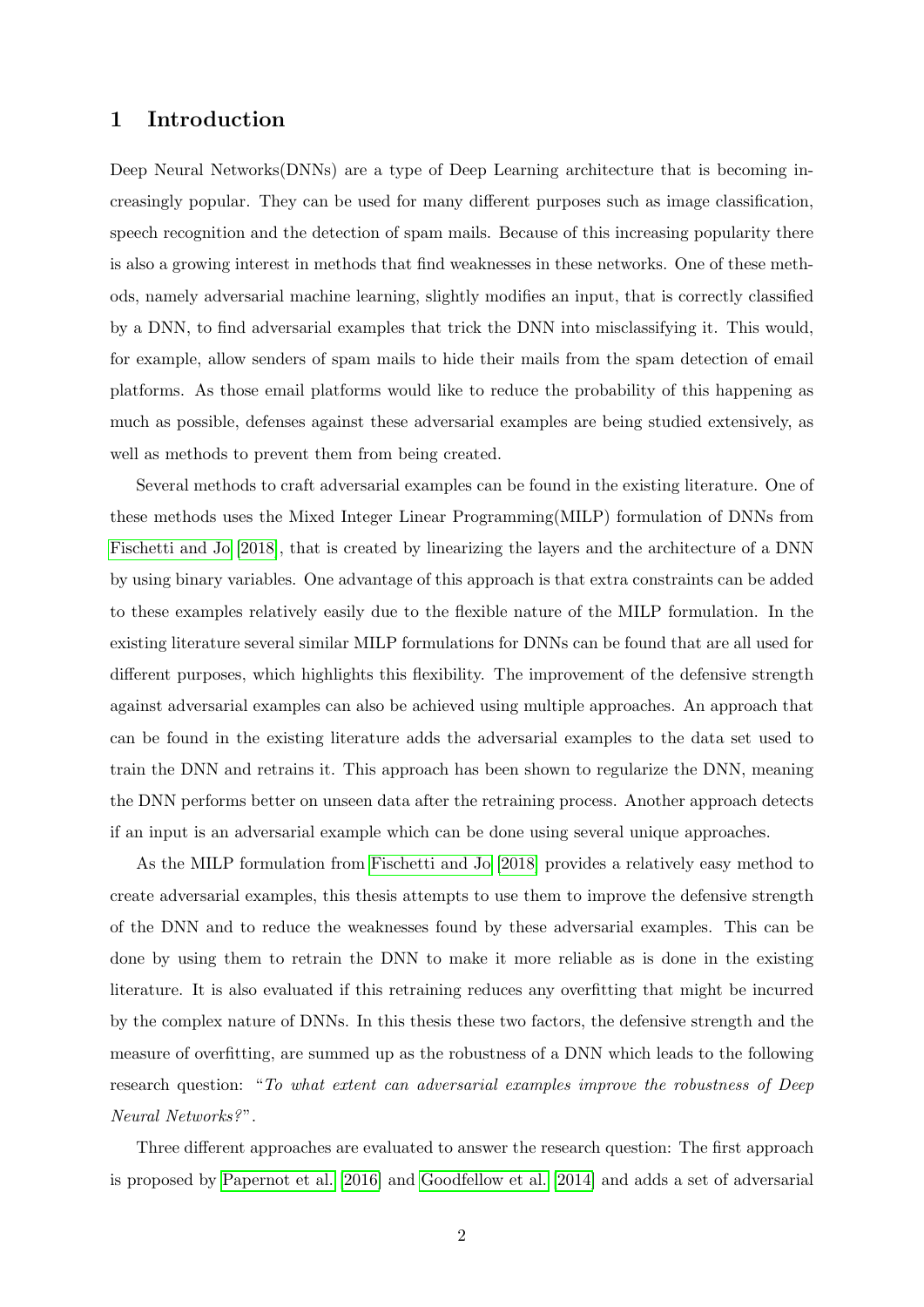# 1 Introduction

Deep Neural Networks(DNNs) are a type of Deep Learning architecture that is becoming increasingly popular. They can be used for many different purposes such as image classification, speech recognition and the detection of spam mails. Because of this increasing popularity there is also a growing interest in methods that find weaknesses in these networks. One of these methods, namely adversarial machine learning, slightly modifies an input, that is correctly classified by a DNN, to find adversarial examples that trick the DNN into misclassifying it. This would, for example, allow senders of spam mails to hide their mails from the spam detection of email platforms. As those email platforms would like to reduce the probability of this happening as much as possible, defenses against these adversarial examples are being studied extensively, as well as methods to prevent them from being created.

Several methods to craft adversarial examples can be found in the existing literature. One of these methods uses the Mixed Integer Linear Programming(MILP) formulation of DNNs from Fischetti and Jo [2018], that is created by linearizing the layers and the architecture of a DNN by using binary variables. One advantage of this approach is that extra constraints can be added to these examples relatively easily due to the flexible nature of the MILP formulation. In the existing literature several similar MILP formulations for DNNs can be found that are all used for different purposes, which highlights this flexibility. The improvement of the defensive strength against adversarial examples can also be achieved using multiple approaches. An approach that can be found in the existing literature adds the adversarial examples to the data set used to train the DNN and retrains it. This approach has been shown to regularize the DNN, meaning the DNN performs better on unseen data after the retraining process. Another approach detects if an input is an adversarial example which can be done using several unique approaches.

As the MILP formulation from Fischetti and Jo [2018] provides a relatively easy method to create adversarial examples, this thesis attempts to use them to improve the defensive strength of the DNN and to reduce the weaknesses found by these adversarial examples. This can be done by using them to retrain the DNN to make it more reliable as is done in the existing literature. It is also evaluated if this retraining reduces any overfitting that might be incurred by the complex nature of DNNs. In this thesis these two factors, the defensive strength and the measure of overfitting, are summed up as the robustness of a DNN which leads to the following research question: "*To what extent can adversarial examples improve the robustness of Deep Neural Networks?*".

Three different approaches are evaluated to answer the research question: The first approach is proposed by Papernot et al. [2016] and Goodfellow et al. [2014] and adds a set of adversarial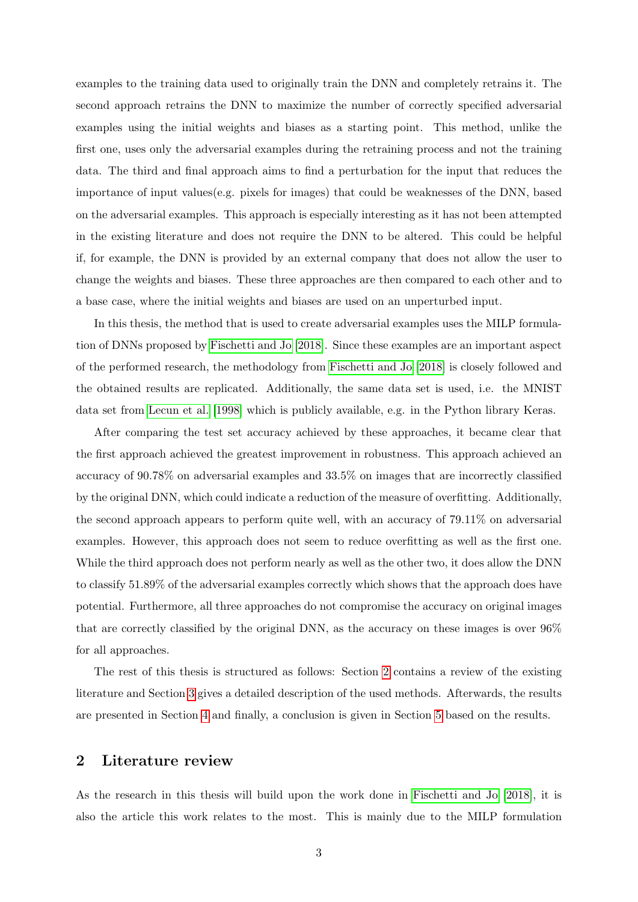examples to the training data used to originally train the DNN and completely retrains it. The second approach retrains the DNN to maximize the number of correctly specified adversarial examples using the initial weights and biases as a starting point. This method, unlike the first one, uses only the adversarial examples during the retraining process and not the training data. The third and final approach aims to find a perturbation for the input that reduces the importance of input values(e.g. pixels for images) that could be weaknesses of the DNN, based on the adversarial examples. This approach is especially interesting as it has not been attempted in the existing literature and does not require the DNN to be altered. This could be helpful if, for example, the DNN is provided by an external company that does not allow the user to change the weights and biases. These three approaches are then compared to each other and to a base case, where the initial weights and biases are used on an unperturbed input.

In this thesis, the method that is used to create adversarial examples uses the MILP formulation of DNNs proposed by Fischetti and Jo [2018]. Since these examples are an important aspect of the performed research, the methodology from Fischetti and Jo [2018] is closely followed and the obtained results are replicated. Additionally, the same data set is used, i.e. the MNIST data set from Lecun et al. [1998] which is publicly available, e.g. in the Python library Keras.

After comparing the test set accuracy achieved by these approaches, it became clear that the first approach achieved the greatest improvement in robustness. This approach achieved an accuracy of 90.78% on adversarial examples and 33.5% on images that are incorrectly classified by the original DNN, which could indicate a reduction of the measure of overfitting. Additionally, the second approach appears to perform quite well, with an accuracy of 79.11% on adversarial examples. However, this approach does not seem to reduce overfitting as well as the first one. While the third approach does not perform nearly as well as the other two, it does allow the DNN to classify 51.89% of the adversarial examples correctly which shows that the approach does have potential. Furthermore, all three approaches do not compromise the accuracy on original images that are correctly classified by the original DNN, as the accuracy on these images is over 96% for all approaches.

The rest of this thesis is structured as follows: Section 2 contains a review of the existing literature and Section 3 gives a detailed description of the used methods. Afterwards, the results are presented in Section 4 and finally, a conclusion is given in Section 5 based on the results.

## 2 Literature review

As the research in this thesis will build upon the work done in Fischetti and Jo [2018], it is also the article this work relates to the most. This is mainly due to the MILP formulation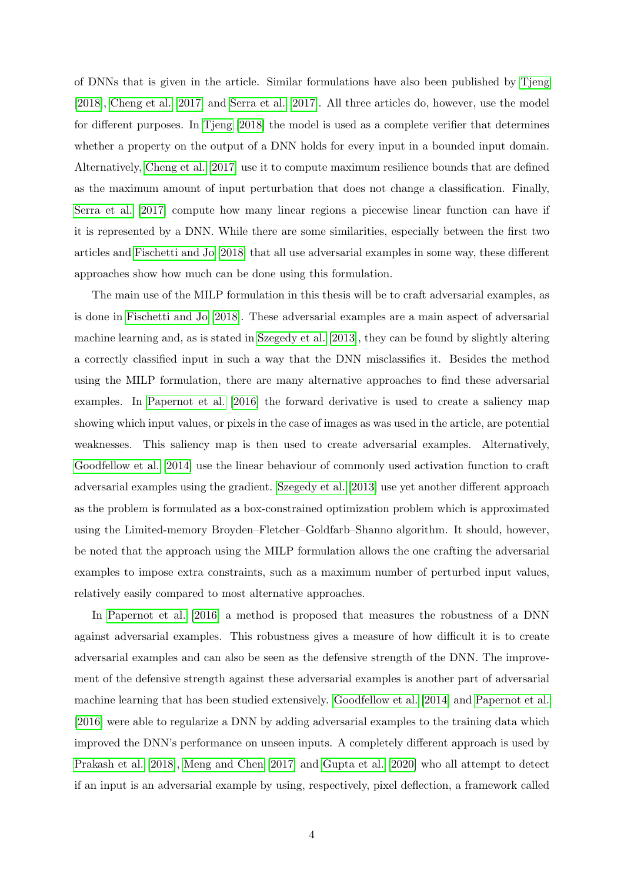of DNNs that is given in the article. Similar formulations have also been published by Tjeng [2018], Cheng et al. [2017] and Serra et al. [2017]. All three articles do, however, use the model for different purposes. In Tjeng [2018] the model is used as a complete verifier that determines whether a property on the output of a DNN holds for every input in a bounded input domain. Alternatively, Cheng et al. [2017] use it to compute maximum resilience bounds that are defined as the maximum amount of input perturbation that does not change a classification. Finally, Serra et al. [2017] compute how many linear regions a piecewise linear function can have if it is represented by a DNN. While there are some similarities, especially between the first two articles and Fischetti and Jo [2018] that all use adversarial examples in some way, these different approaches show how much can be done using this formulation.

The main use of the MILP formulation in this thesis will be to craft adversarial examples, as is done in Fischetti and Jo [2018]. These adversarial examples are a main aspect of adversarial machine learning and, as is stated in Szegedy et al. [2013], they can be found by slightly altering a correctly classified input in such a way that the DNN misclassifies it. Besides the method using the MILP formulation, there are many alternative approaches to find these adversarial examples. In Papernot et al. [2016] the forward derivative is used to create a saliency map showing which input values, or pixels in the case of images as was used in the article, are potential weaknesses. This saliency map is then used to create adversarial examples. Alternatively, Goodfellow et al. [2014] use the linear behaviour of commonly used activation function to craft adversarial examples using the gradient. Szegedy et al. [2013] use yet another different approach as the problem is formulated as a box-constrained optimization problem which is approximated using the Limited-memory Broyden–Fletcher–Goldfarb–Shanno algorithm. It should, however, be noted that the approach using the MILP formulation allows the one crafting the adversarial examples to impose extra constraints, such as a maximum number of perturbed input values, relatively easily compared to most alternative approaches.

In Papernot et al. [2016] a method is proposed that measures the robustness of a DNN against adversarial examples. This robustness gives a measure of how difficult it is to create adversarial examples and can also be seen as the defensive strength of the DNN. The improvement of the defensive strength against these adversarial examples is another part of adversarial machine learning that has been studied extensively. Goodfellow et al. [2014] and Papernot et al. [2016] were able to regularize a DNN by adding adversarial examples to the training data which improved the DNN's performance on unseen inputs. A completely different approach is used by Prakash et al. [2018], Meng and Chen [2017] and Gupta et al. [2020] who all attempt to detect if an input is an adversarial example by using, respectively, pixel deflection, a framework called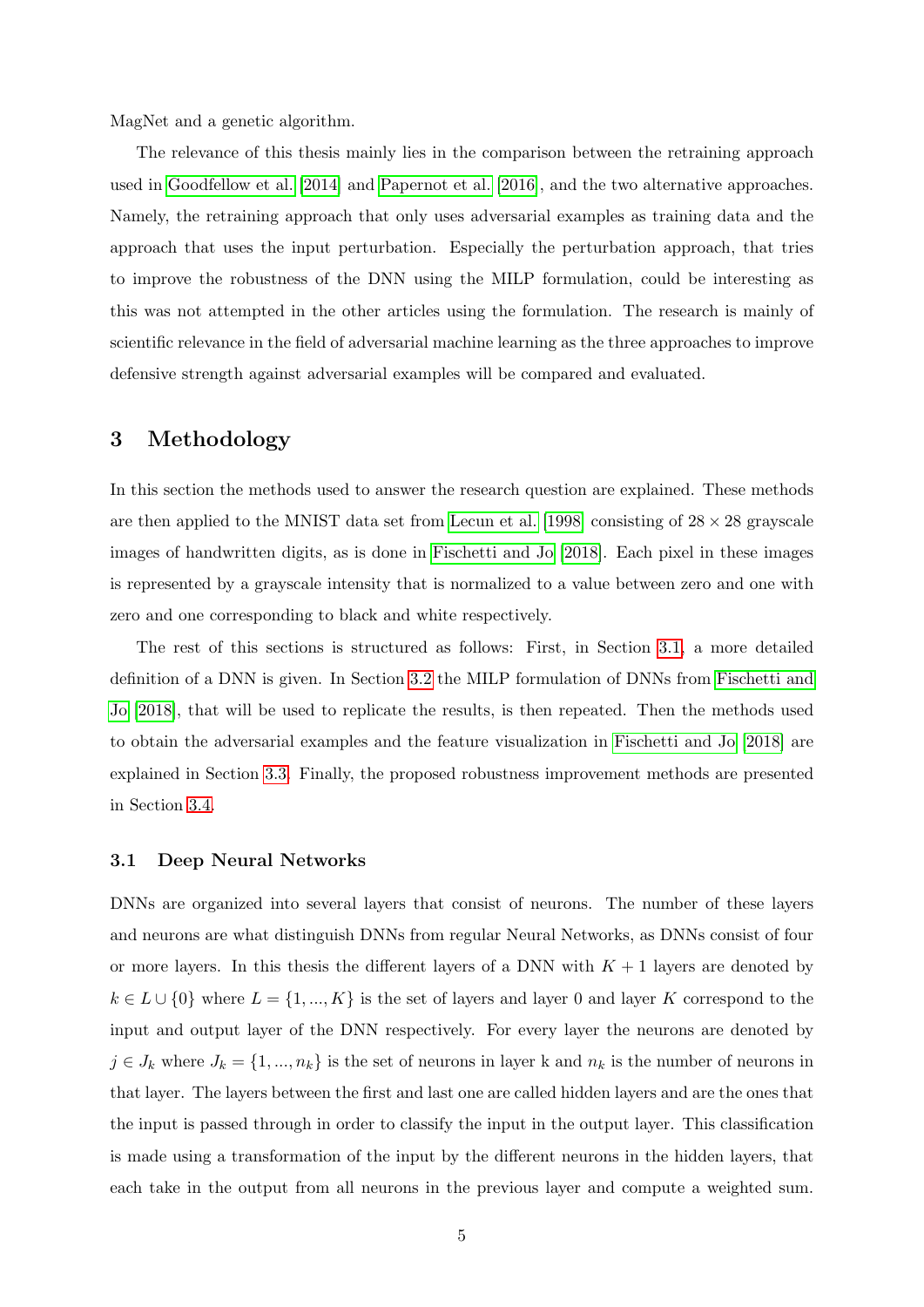MagNet and a genetic algorithm.

The relevance of this thesis mainly lies in the comparison between the retraining approach used in Goodfellow et al. [2014] and Papernot et al. [2016], and the two alternative approaches. Namely, the retraining approach that only uses adversarial examples as training data and the approach that uses the input perturbation. Especially the perturbation approach, that tries to improve the robustness of the DNN using the MILP formulation, could be interesting as this was not attempted in the other articles using the formulation. The research is mainly of scientific relevance in the field of adversarial machine learning as the three approaches to improve defensive strength against adversarial examples will be compared and evaluated.

## 3 Methodology

In this section the methods used to answer the research question are explained. These methods are then applied to the MNIST data set from Lecun et al. [1998] consisting of $28 \times 28$ grayscale images of handwritten digits, as is done in Fischetti and Jo [2018]. Each pixel in these images is represented by a grayscale intensity that is normalized to a value between zero and one with zero and one corresponding to black and white respectively.

The rest of this sections is structured as follows: First, in Section 3.1, a more detailed definition of a DNN is given. In Section 3.2 the MILP formulation of DNNs from Fischetti and Jo [2018], that will be used to replicate the results, is then repeated. Then the methods used to obtain the adversarial examples and the feature visualization in Fischetti and Jo [2018] are explained in Section 3.3. Finally, the proposed robustness improvement methods are presented in Section 3.4.

### 3.1 Deep Neural Networks

DNNs are organized into several layers that consist of neurons. The number of these layers and neurons are what distinguish DNNs from regular Neural Networks, as DNNs consist of four or more layers. In this thesis the different layers of a DNN with $K+1$ layers are denoted by $k \in L \cup \{0\}$ where $L = \{1, ..., K\}$ is the set of layers and layer 0 and layer $K$ correspond to the input and output layer of the DNN respectively. For every layer the neurons are denoted by $j \in J_k$ where $J_k = \{1, ..., n_k\}$ is the set of neurons in layer k and $n_k$ is the number of neurons in that layer. The layers between the first and last one are called hidden layers and are the ones that the input is passed through in order to classify the input in the output layer. This classification is made using a transformation of the input by the different neurons in the hidden layers, that each take in the output from all neurons in the previous layer and compute a weighted sum.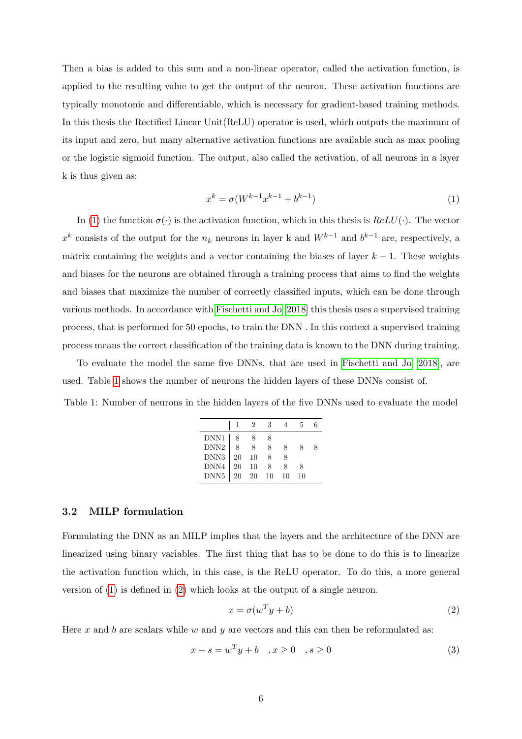Then a bias is added to this sum and a non-linear operator, called the activation function, is applied to the resulting value to get the output of the neuron. These activation functions are typically monotonic and differentiable, which is necessary for gradient-based training methods. In this thesis the Rectified Linear Unit(ReLU) operator is used, which outputs the maximum of its input and zero, but many alternative activation functions are available such as max pooling or the logistic sigmoid function. The output, also called the activation, of all neurons in a layer k is thus given as:

$$x^k = \sigma(W^{k-1}x^{k-1} + b^{k-1}) \tag{1}$$

In (1) the function $\sigma(\cdot)$ is the activation function, which in this thesis is $ReLU(\cdot)$. The vector $x^k$ consists of the output for the $n_k$ neurons in layer k and $W^{k-1}$ and $b^{k-1}$ are, respectively, a matrix containing the weights and a vector containing the biases of layer $k-1$. These weights and biases for the neurons are obtained through a training process that aims to find the weights and biases that maximize the number of correctly classified inputs, which can be done through various methods. In accordance with Fischetti and Jo [2018] this thesis uses a supervised training process, that is performed for 50 epochs, to train the DNN . In this context a supervised training process means the correct classification of the training data is known to the DNN during training.

To evaluate the model the same five DNNs, that are used in Fischetti and Jo [2018], are used. Table 1 shows the number of neurons the hidden layers of these DNNs consist of.

Table 1: Number of neurons in the hidden layers of the five DNNs used to evaluate the model

| | 1 | 2 | 3 | 4 | 5 | 6 |
|---|---|---|---|---|---|---|
| DNN1 | 8 | 8 | 8 | | | |
| DNN2 | 8 | 8 | 8 | 8 | 8 | 8 |
| DNN3 | 20 | 10 | 8 | 8 | | |
| DNN4 | 20 | 10 | 8 | 8 | 8 | |
| DNN5 | 20 | 20 | 10 | 10 | 10 | |

### 3.2 MILP formulation

Formulating the DNN as an MILP implies that the layers and the architecture of the DNN are linearized using binary variables. The first thing that has to be done to do this is to linearize the activation function which, in this case, is the ReLU operator. To do this, a more general version of (1) is defined in (2) which looks at the output of a single neuron.

$$x = \sigma(w^T y + b) \tag{2}$$

Here $x$ and $b$ are scalars while $w$ and $y$ are vectors and this can then be reformulated as:

$$x - s = w^T y + b \quad , x \geq 0 \quad , s \geq 0 \tag{3}$$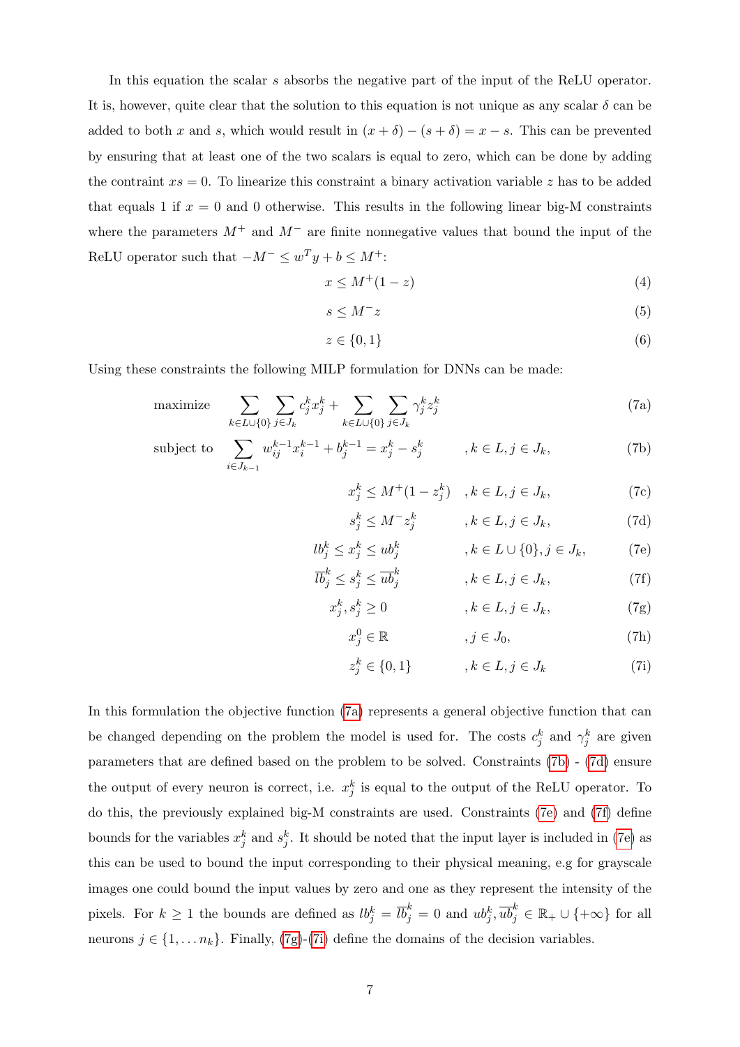In this equation the scalar $s$ absorbs the negative part of the input of the ReLU operator. It is, however, quite clear that the solution to this equation is not unique as any scalar $\delta$ can be added to both $x$ and $s$, which would result in $(x+\delta)-(s+\delta)=x-s$. This can be prevented by ensuring that at least one of the two scalars is equal to zero, which can be done by adding the contraint $xs = 0$. To linearize this constraint a binary activation variable $z$ has to be added that equals 1 if $x = 0$ and 0 otherwise. This results in the following linear big-M constraints where the parameters $M^+$ and $M^-$ are finite nonnegative values that bound the input of the ReLU operator such that $-M^- \leq w^T y + b \leq M^+$:

$$x \leq M^+(1-z) \tag{4}$$

$$s \leq M^- z \tag{5}$$

$$z \in \{0,1\} \tag{6}$$

Using these constraints the following MILP formulation for DNNs can be made:

$$
\begin{aligned}
\text{maximize} \quad & \sum_{k\in L\cup\{0\}} \sum_{j\in J_k} c_j^k x_j^k + \sum_{k\in L\cup\{0\}} \sum_{j\in J_k} \gamma_j^k z_j^k && && \text{(7a)}\\
\text{subject to} \quad & \sum_{i\in J_{k-1}} w_{ij}^{k-1} x_i^{k-1} + b_j^{k-1} = x_j^k - s_j^k && , k\in L, j\in J_k, && \text{(7b)}\\
& x_j^k \leq M^+(1-z_j^k) && , k\in L, j\in J_k, && \text{(7c)}\\
& s_j^k \leq M^- z_j^k && , k\in L, j\in J_k, && \text{(7d)}\\
& lb_j^k \leq x_j^k \leq ub_j^k && , k\in L\cup\{0\}, j\in J_k, && \text{(7e)}\\
& \overline{lb}_j^k \leq s_j^k \leq \overline{ub}_j^k && , k\in L, j\in J_k, && \text{(7f)}\\
& x_j^k, s_j^k \geq 0 && , k\in L, j\in J_k, && \text{(7g)}\\
& x_j^0 \in \mathbb{R} && , j\in J_0, && \text{(7h)}\\
& z_j^k \in \{0,1\} && , k\in L, j\in J_k && \text{(7i)}
\end{aligned}
$$

In this formulation the objective function (7a) represents a general objective function that can be changed depending on the problem the model is used for. The costs $c_j^k$ and $\gamma_j^k$ are given parameters that are defined based on the problem to be solved. Constraints (7b) - (7d) ensure the output of every neuron is correct, i.e. $x_j^k$ is equal to the output of the ReLU operator. To do this, the previously explained big-M constraints are used. Constraints (7e) and (7f) define bounds for the variables $x_j^k$ and $s_j^k$. It should be noted that the input layer is included in (7e) as this can be used to bound the input corresponding to their physical meaning, e.g for grayscale images one could bound the input values by zero and one as they represent the intensity of the pixels. For $k \geq 1$ the bounds are defined as $lb_j^k = \overline{lb}_j^k = 0$ and $ub_j^k, \overline{ub}_j^k \in \mathbb{R}_+ \cup \{+\infty\}$ for all neurons $j \in \{1, \ldots n_k\}$. Finally, (7g)-(7i) define the domains of the decision variables.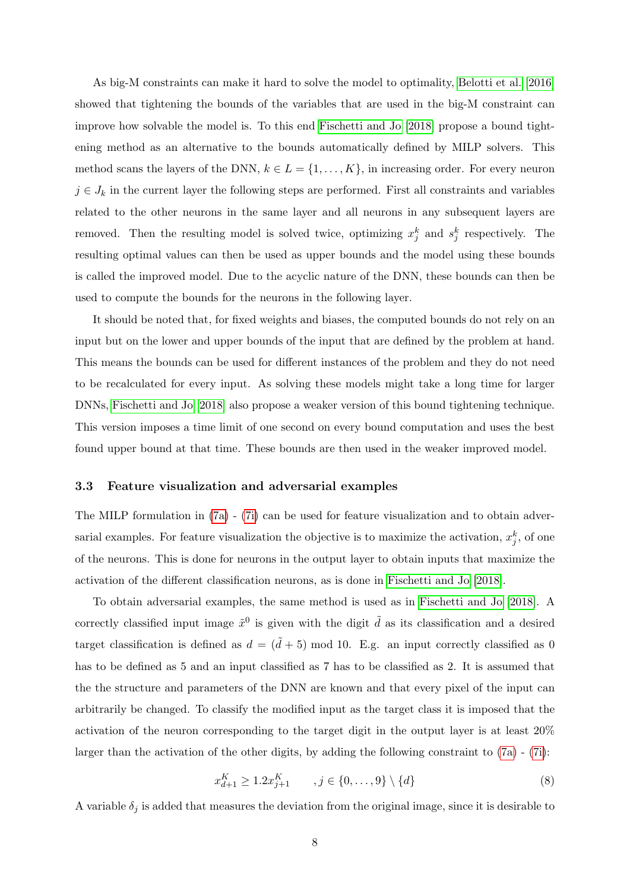As big-M constraints can make it hard to solve the model to optimality, Belotti et al. [2016] showed that tightening the bounds of the variables that are used in the big-M constraint can improve how solvable the model is. To this end Fischetti and Jo [2018] propose a bound tightening method as an alternative to the bounds automatically defined by MILP solvers. This method scans the layers of the DNN, $k \in L = \{1, \ldots, K\}$, in increasing order. For every neuron $j \in J_k$ in the current layer the following steps are performed. First all constraints and variables related to the other neurons in the same layer and all neurons in any subsequent layers are removed. Then the resulting model is solved twice, optimizing $x_j^k$ and $s_j^k$ respectively. The resulting optimal values can then be used as upper bounds and the model using these bounds is called the improved model. Due to the acyclic nature of the DNN, these bounds can then be used to compute the bounds for the neurons in the following layer.

It should be noted that, for fixed weights and biases, the computed bounds do not rely on an input but on the lower and upper bounds of the input that are defined by the problem at hand. This means the bounds can be used for different instances of the problem and they do not need to be recalculated for every input. As solving these models might take a long time for larger DNNs, Fischetti and Jo [2018] also propose a weaker version of this bound tightening technique. This version imposes a time limit of one second on every bound computation and uses the best found upper bound at that time. These bounds are then used in the weaker improved model.

### 3.3 Feature visualization and adversarial examples

The MILP formulation in (7a) - (7i) can be used for feature visualization and to obtain adversarial examples. For feature visualization the objective is to maximize the activation, $x_j^k$, of one of the neurons. This is done for neurons in the output layer to obtain inputs that maximize the activation of the different classification neurons, as is done in Fischetti and Jo [2018].

To obtain adversarial examples, the same method is used as in Fischetti and Jo [2018]. A correctly classified input image $\tilde{x}^0$ is given with the digit $\tilde{d}$ as its classification and a desired target classification is defined as $d = (\tilde{d} + 5) \bmod 10$. E.g. an input correctly classified as 0 has to be defined as 5 and an input classified as 7 has to be classified as 2. It is assumed that the the structure and parameters of the DNN are known and that every pixel of the input can arbitrarily be changed. To classify the modified input as the target class it is imposed that the activation of the neuron corresponding to the target digit in the output layer is at least 20% larger than the activation of the other digits, by adding the following constraint to (7a) - (7i):

$$x_{d+1}^K \geq 1.2 x_{j+1}^K \qquad , j \in \{0, \ldots, 9\} \setminus \{d\} \tag{8}$$

A variable $\delta_j$ is added that measures the deviation from the original image, since it is desirable to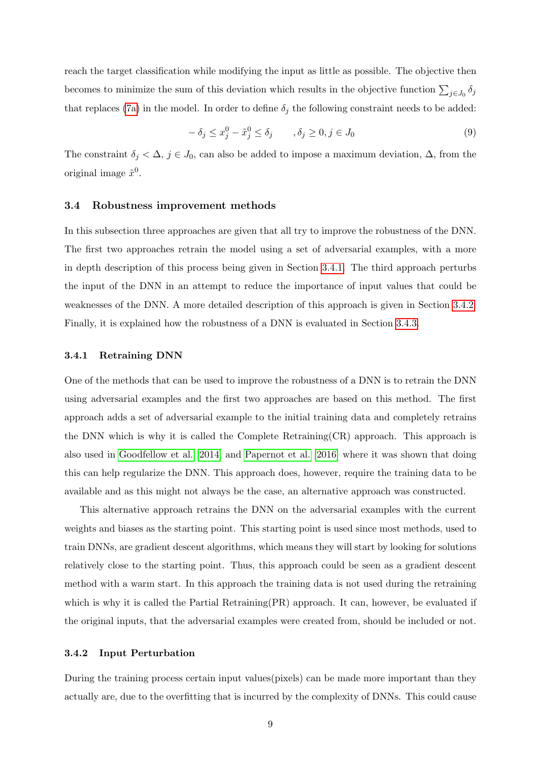reach the target classification while modifying the input as little as possible. The objective then becomes to minimize the sum of this deviation which results in the objective function $\sum_{j\in J_0} \delta_j$ that replaces (7a) in the model. In order to define $\delta_j$ the following constraint needs to be added:

$$-\delta_j \leq x_j^0 - \tilde{x}_j^0 \leq \delta_j \qquad , \delta_j \geq 0, j \in J_0 \tag{9}$$

The constraint $\delta_j < \Delta$, $j \in J_0$, can also be added to impose a maximum deviation, $\Delta$, from the original image $\tilde{x}^0$.

### 3.4 Robustness improvement methods

In this subsection three approaches are given that all try to improve the robustness of the DNN. The first two approaches retrain the model using a set of adversarial examples, with a more in depth description of this process being given in Section 3.4.1. The third approach perturbs the input of the DNN in an attempt to reduce the importance of input values that could be weaknesses of the DNN. A more detailed description of this approach is given in Section 3.4.2. Finally, it is explained how the robustness of a DNN is evaluated in Section 3.4.3.

#### 3.4.1 Retraining DNN

One of the methods that can be used to improve the robustness of a DNN is to retrain the DNN using adversarial examples and the first two approaches are based on this method. The first approach adds a set of adversarial example to the initial training data and completely retrains the DNN which is why it is called the Complete Retraining(CR) approach. This approach is also used in Goodfellow et al. [2014] and Papernot et al. [2016] where it was shown that doing this can help regularize the DNN. This approach does, however, require the training data to be available and as this might not always be the case, an alternative approach was constructed.

This alternative approach retrains the DNN on the adversarial examples with the current weights and biases as the starting point. This starting point is used since most methods, used to train DNNs, are gradient descent algorithms, which means they will start by looking for solutions relatively close to the starting point. Thus, this approach could be seen as a gradient descent method with a warm start. In this approach the training data is not used during the retraining which is why it is called the Partial Retraining(PR) approach. It can, however, be evaluated if the original inputs, that the adversarial examples were created from, should be included or not.

#### 3.4.2 Input Perturbation

During the training process certain input values(pixels) can be made more important than they actually are, due to the overfitting that is incurred by the complexity of DNNs. This could cause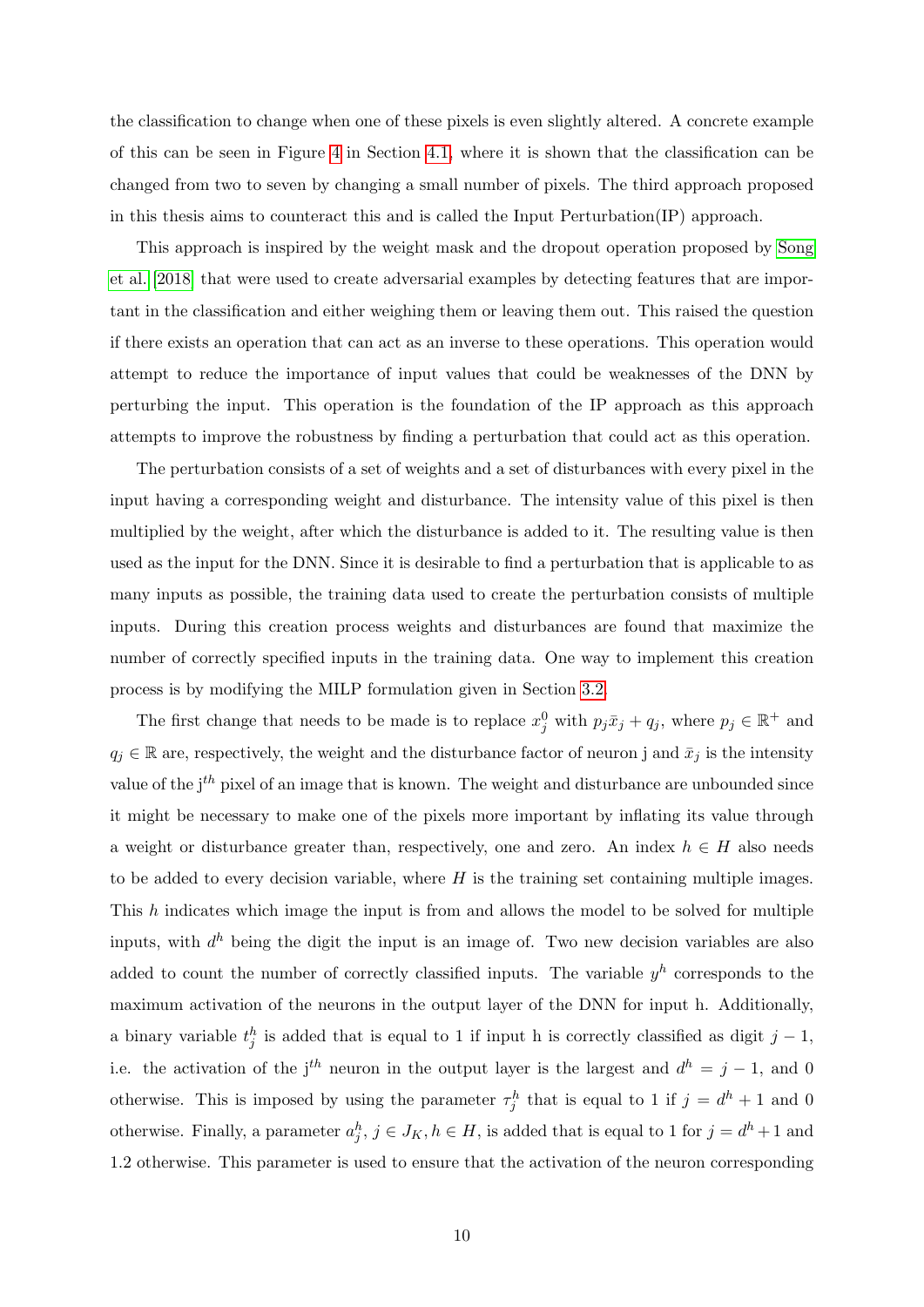the classification to change when one of these pixels is even slightly altered. A concrete example of this can be seen in Figure 4 in Section 4.1, where it is shown that the classification can be changed from two to seven by changing a small number of pixels. The third approach proposed in this thesis aims to counteract this and is called the Input Perturbation(IP) approach.

This approach is inspired by the weight mask and the dropout operation proposed by Song et al. [2018] that were used to create adversarial examples by detecting features that are important in the classification and either weighing them or leaving them out. This raised the question if there exists an operation that can act as an inverse to these operations. This operation would attempt to reduce the importance of input values that could be weaknesses of the DNN by perturbing the input. This operation is the foundation of the IP approach as this approach attempts to improve the robustness by finding a perturbation that could act as this operation.

The perturbation consists of a set of weights and a set of disturbances with every pixel in the input having a corresponding weight and disturbance. The intensity value of this pixel is then multiplied by the weight, after which the disturbance is added to it. The resulting value is then used as the input for the DNN. Since it is desirable to find a perturbation that is applicable to as many inputs as possible, the training data used to create the perturbation consists of multiple inputs. During this creation process weights and disturbances are found that maximize the number of correctly specified inputs in the training data. One way to implement this creation process is by modifying the MILP formulation given in Section 3.2.

The first change that needs to be made is to replace $x_j^0$ with $p_j \bar{x}_j + q_j$, where $p_j \in \mathbb{R}^+$ and $q_j \in \mathbb{R}$ are, respectively, the weight and the disturbance factor of neuron j and $\bar{x}_j$ is the intensity value of the j$^{th}$ pixel of an image that is known. The weight and disturbance are unbounded since it might be necessary to make one of the pixels more important by inflating its value through a weight or disturbance greater than, respectively, one and zero. An index $h \in H$ also needs to be added to every decision variable, where $H$ is the training set containing multiple images. This $h$ indicates which image the input is from and allows the model to be solved for multiple inputs, with $d^h$ being the digit the input is an image of. Two new decision variables are also added to count the number of correctly classified inputs. The variable $y^h$ corresponds to the maximum activation of the neurons in the output layer of the DNN for input h. Additionally, a binary variable $t_j^h$ is added that is equal to 1 if input h is correctly classified as digit $j-1$, i.e. the activation of the j$^{th}$ neuron in the output layer is the largest and $d^h = j-1$, and 0 otherwise. This is imposed by using the parameter $\tau_j^h$ that is equal to 1 if $j = d^h + 1$ and 0 otherwise. Finally, a parameter $a_j^h$, $j \in J_K, h \in H$, is added that is equal to 1 for $j = d^h + 1$ and 1.2 otherwise. This parameter is used to ensure that the activation of the neuron corresponding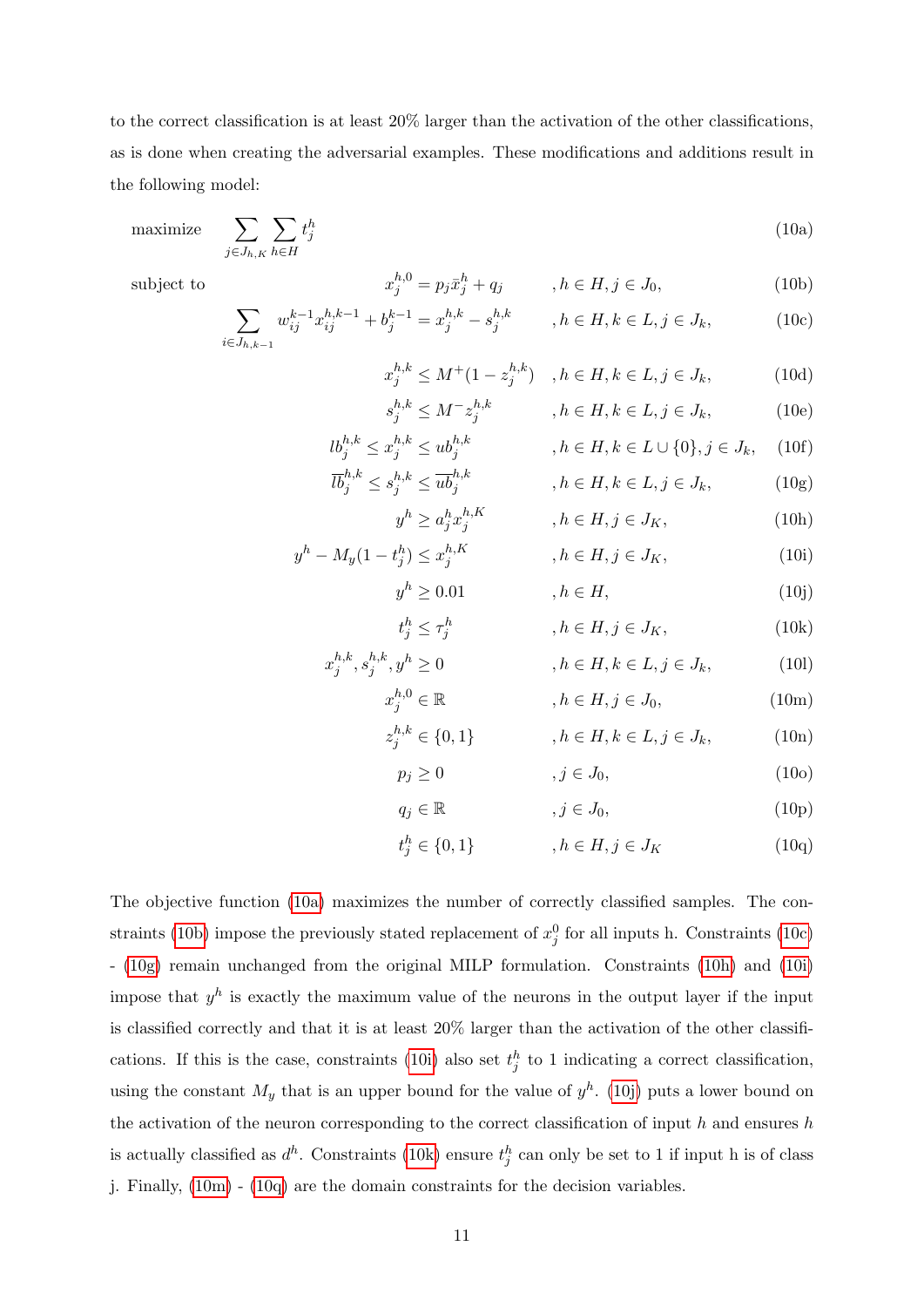to the correct classification is at least 20% larger than the activation of the other classifications, as is done when creating the adversarial examples. These modifications and additions result in the following model:

$$
\begin{aligned}
\text{maximize} \quad & \sum_{j \in J_{h,K}} \sum_{h \in H} t_j^h && && \text{(10a)}\\
\text{subject to} \quad & x_j^{h,0} = p_j \bar{x}_j^h + q_j && , h \in H, j \in J_0, && \text{(10b)}\\
& \sum_{i \in J_{h,k-1}} w_{ij}^{k-1} x_{ij}^{h,k-1} + b_j^{k-1} = x_j^{h,k} - s_j^{h,k} && , h \in H, k \in L, j \in J_k, && \text{(10c)}\\
& x_j^{h,k} \leq M^+(1 - z_j^{h,k}) && , h \in H, k \in L, j \in J_k, && \text{(10d)}\\
& s_j^{h,k} \leq M^- z_j^{h,k} && , h \in H, k \in L, j \in J_k, && \text{(10e)}\\
& lb_j^{h,k} \leq x_j^{h,k} \leq ub_j^{h,k} && , h \in H, k \in L \cup \{0\}, j \in J_k, && \text{(10f)}\\
& \overline{lb}_j^{h,k} \leq s_j^{h,k} \leq \overline{ub}_j^{h,k} && , h \in H, k \in L, j \in J_k, && \text{(10g)}\\
& y^h \geq a_j^h x_j^{h,K} && , h \in H, j \in J_K, && \text{(10h)}\\
& y^h - M_y(1 - t_j^h) \leq x_j^{h,K} && , h \in H, j \in J_K, && \text{(10i)}\\
& y^h \geq 0.01 && , h \in H, && \text{(10j)}\\
& t_j^h \leq \tau_j^h && , h \in H, j \in J_K, && \text{(10k)}\\
& x_j^{h,k}, s_j^{h,k}, y^h \geq 0 && , h \in H, k \in L, j \in J_k, && \text{(10l)}\\
& x_j^{h,0} \in \mathbb{R} && , h \in H, j \in J_0, && \text{(10m)}\\
& z_j^{h,k} \in \{0,1\} && , h \in H, k \in L, j \in J_k, && \text{(10n)}\\
& p_j \geq 0 && , j \in J_0, && \text{(10o)}\\
& q_j \in \mathbb{R} && , j \in J_0, && \text{(10p)}\\
& t_j^h \in \{0,1\} && , h \in H, j \in J_K && \text{(10q)}
\end{aligned}
$$

The objective function (10a) maximizes the number of correctly classified samples. The constraints (10b) impose the previously stated replacement of $x_j^0$ for all inputs h. Constraints (10c) - (10g) remain unchanged from the original MILP formulation. Constraints (10h) and (10i) impose that $y^h$ is exactly the maximum value of the neurons in the output layer if the input is classified correctly and that it is at least 20% larger than the activation of the other classifications. If this is the case, constraints (10i) also set $t_j^h$ to 1 indicating a correct classification, using the constant $M_y$ that is an upper bound for the value of $y^h$. (10j) puts a lower bound on the activation of the neuron corresponding to the correct classification of input $h$ and ensures $h$ is actually classified as $d^h$. Constraints (10k) ensure $t_j^h$ can only be set to 1 if input h is of class j. Finally, (10m) - (10q) are the domain constraints for the decision variables.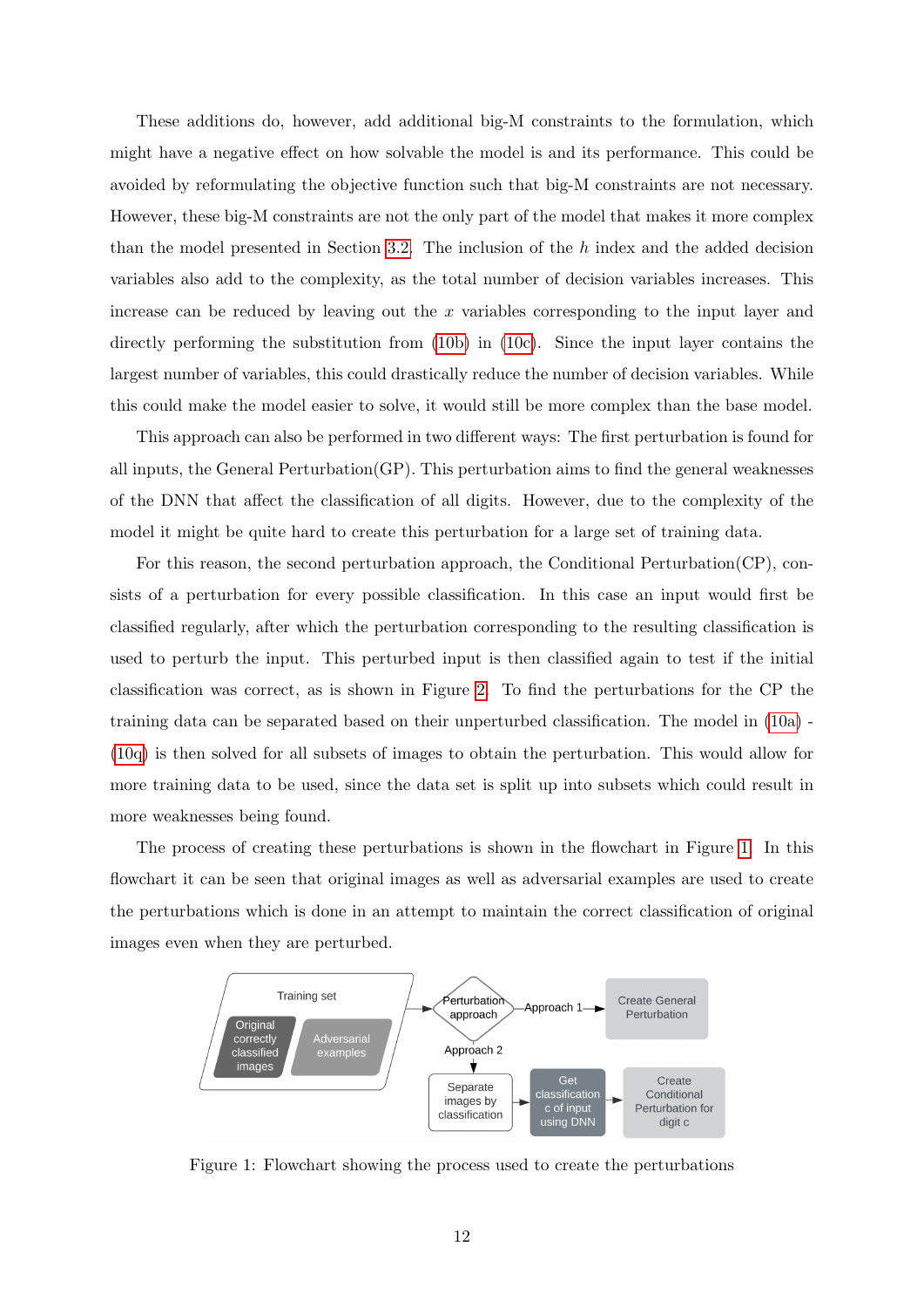These additions do, however, add additional big-M constraints to the formulation, which might have a negative effect on how solvable the model is and its performance. This could be avoided by reformulating the objective function such that big-M constraints are not necessary. However, these big-M constraints are not the only part of the model that makes it more complex than the model presented in Section 3.2. The inclusion of the $h$ index and the added decision variables also add to the complexity, as the total number of decision variables increases. This increase can be reduced by leaving out the $x$ variables corresponding to the input layer and directly performing the substitution from (10b) in (10c). Since the input layer contains the largest number of variables, this could drastically reduce the number of decision variables. While this could make the model easier to solve, it would still be more complex than the base model.

This approach can also be performed in two different ways: The first perturbation is found for all inputs, the General Perturbation(GP). This perturbation aims to find the general weaknesses of the DNN that affect the classification of all digits. However, due to the complexity of the model it might be quite hard to create this perturbation for a large set of training data.

For this reason, the second perturbation approach, the Conditional Perturbation(CP), consists of a perturbation for every possible classification. In this case an input would first be classified regularly, after which the perturbation corresponding to the resulting classification is used to perturb the input. This perturbed input is then classified again to test if the initial classification was correct, as is shown in Figure 2. To find the perturbations for the CP the training data can be separated based on their unperturbed classification. The model in (10a) - (10q) is then solved for all subsets of images to obtain the perturbation. This would allow for more training data to be used, since the data set is split up into subsets which could result in more weaknesses being found.

The process of creating these perturbations is shown in the flowchart in Figure 1. In this flowchart it can be seen that original images as well as adversarial examples are used to create the perturbations which is done in an attempt to maintain the correct classification of original images even when they are perturbed.

Training set
Original correctly classified images
Adversarial examples
Perturbation approach
Approach 1
Create General Perturbation
Approach 2
Separate images by classification
Get classification c of input using DNN
Create Conditional Perturbation for digit c

Figure 1: Flowchart showing the process used to create the perturbations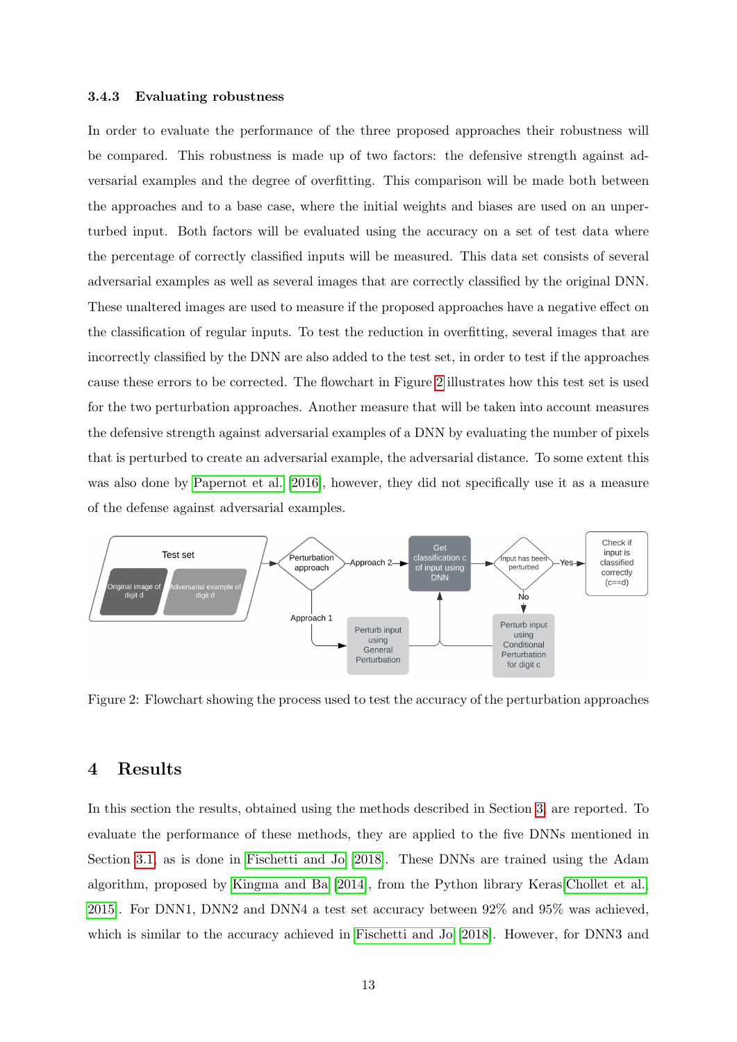### 3.4.3 Evaluating robustness

In order to evaluate the performance of the three proposed approaches their robustness will be compared. This robustness is made up of two factors: the defensive strength against adversarial examples and the degree of overfitting. This comparison will be made both between the approaches and to a base case, where the initial weights and biases are used on an unperturbed input. Both factors will be evaluated using the accuracy on a set of test data where the percentage of correctly classified inputs will be measured. This data set consists of several adversarial examples as well as several images that are correctly classified by the original DNN. These unaltered images are used to measure if the proposed approaches have a negative effect on the classification of regular inputs. To test the reduction in overfitting, several images that are incorrectly classified by the DNN are also added to the test set, in order to test if the approaches cause these errors to be corrected. The flowchart in Figure 2 illustrates how this test set is used for the two perturbation approaches. Another measure that will be taken into account measures the defensive strength against adversarial examples of a DNN by evaluating the number of pixels that is perturbed to create an adversarial example, the adversarial distance. To some extent this was also done by Papernot et al. [2016], however, they did not specifically use it as a measure of the defense against adversarial examples.

Figure 2: Flowchart showing the process used to test the accuracy of the perturbation approaches

# 4 Results

In this section the results, obtained using the methods described in Section 3, are reported. To evaluate the performance of these methods, they are applied to the five DNNs mentioned in Section 3.1, as is done in Fischetti and Jo [2018]. These DNNs are trained using the Adam algorithm, proposed by Kingma and Ba [2014], from the Python library Keras Chollet et al. [2015]. For DNN1, DNN2 and DNN4 a test set accuracy between 92% and 95% was achieved, which is similar to the accuracy achieved in Fischetti and Jo [2018]. However, for DNN3 and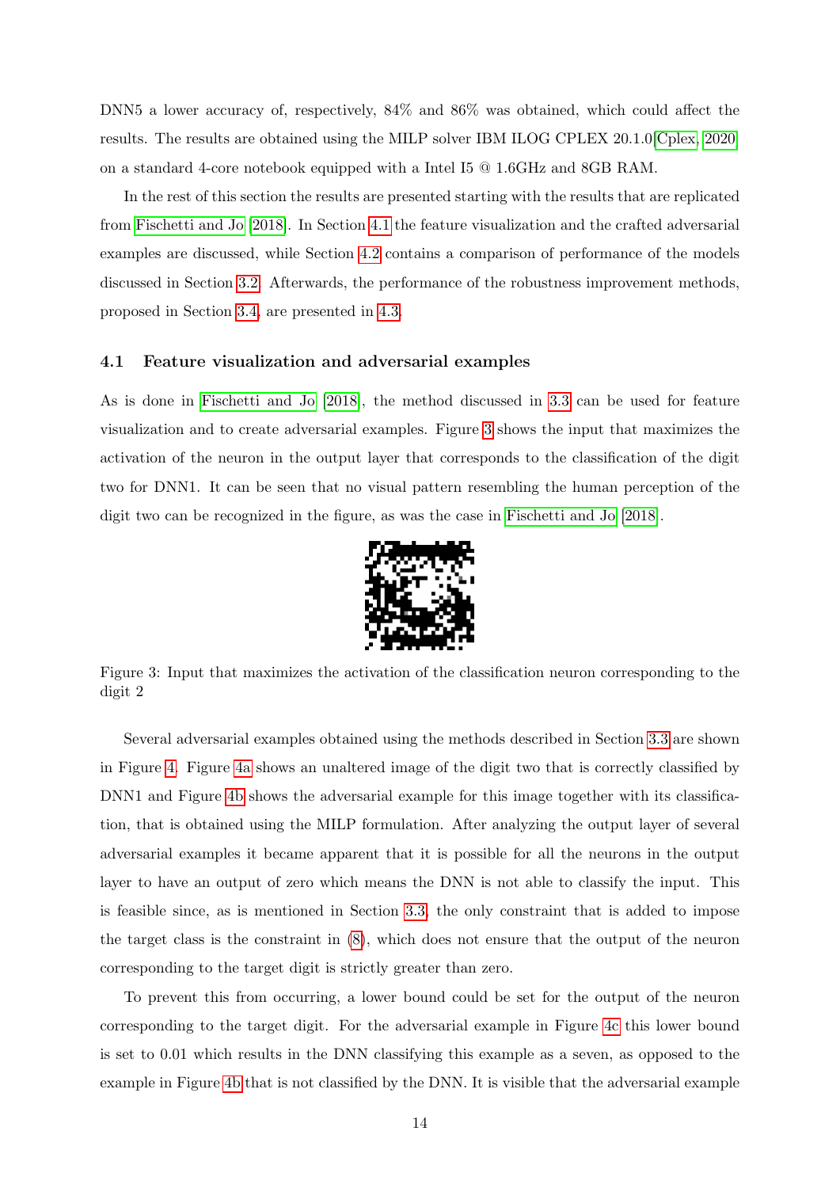DNN5 a lower accuracy of, respectively, 84% and 86% was obtained, which could affect the results. The results are obtained using the MILP solver IBM ILOG CPLEX 20.1.0[Cplex, 2020] on a standard 4-core notebook equipped with a Intel I5 @ 1.6GHz and 8GB RAM.

In the rest of this section the results are presented starting with the results that are replicated from Fischetti and Jo [2018]. In Section 4.1 the feature visualization and the crafted adversarial examples are discussed, while Section 4.2 contains a comparison of performance of the models discussed in Section 3.2. Afterwards, the performance of the robustness improvement methods, proposed in Section 3.4, are presented in 4.3.

### 4.1 Feature visualization and adversarial examples

As is done in Fischetti and Jo [2018], the method discussed in 3.3 can be used for feature visualization and to create adversarial examples. Figure 3 shows the input that maximizes the activation of the neuron in the output layer that corresponds to the classification of the digit two for DNN1. It can be seen that no visual pattern resembling the human perception of the digit two can be recognized in the figure, as was the case in Fischetti and Jo [2018].

Figure 3: Input that maximizes the activation of the classification neuron corresponding to the digit 2

Several adversarial examples obtained using the methods described in Section 3.3 are shown in Figure 4. Figure 4a shows an unaltered image of the digit two that is correctly classified by DNN1 and Figure 4b shows the adversarial example for this image together with its classification, that is obtained using the MILP formulation. After analyzing the output layer of several adversarial examples it became apparent that it is possible for all the neurons in the output layer to have an output of zero which means the DNN is not able to classify the input. This is feasible since, as is mentioned in Section 3.3, the only constraint that is added to impose the target class is the constraint in (8), which does not ensure that the output of the neuron corresponding to the target digit is strictly greater than zero.

To prevent this from occurring, a lower bound could be set for the output of the neuron corresponding to the target digit. For the adversarial example in Figure 4c this lower bound is set to 0.01 which results in the DNN classifying this example as a seven, as opposed to the example in Figure 4b that is not classified by the DNN. It is visible that the adversarial example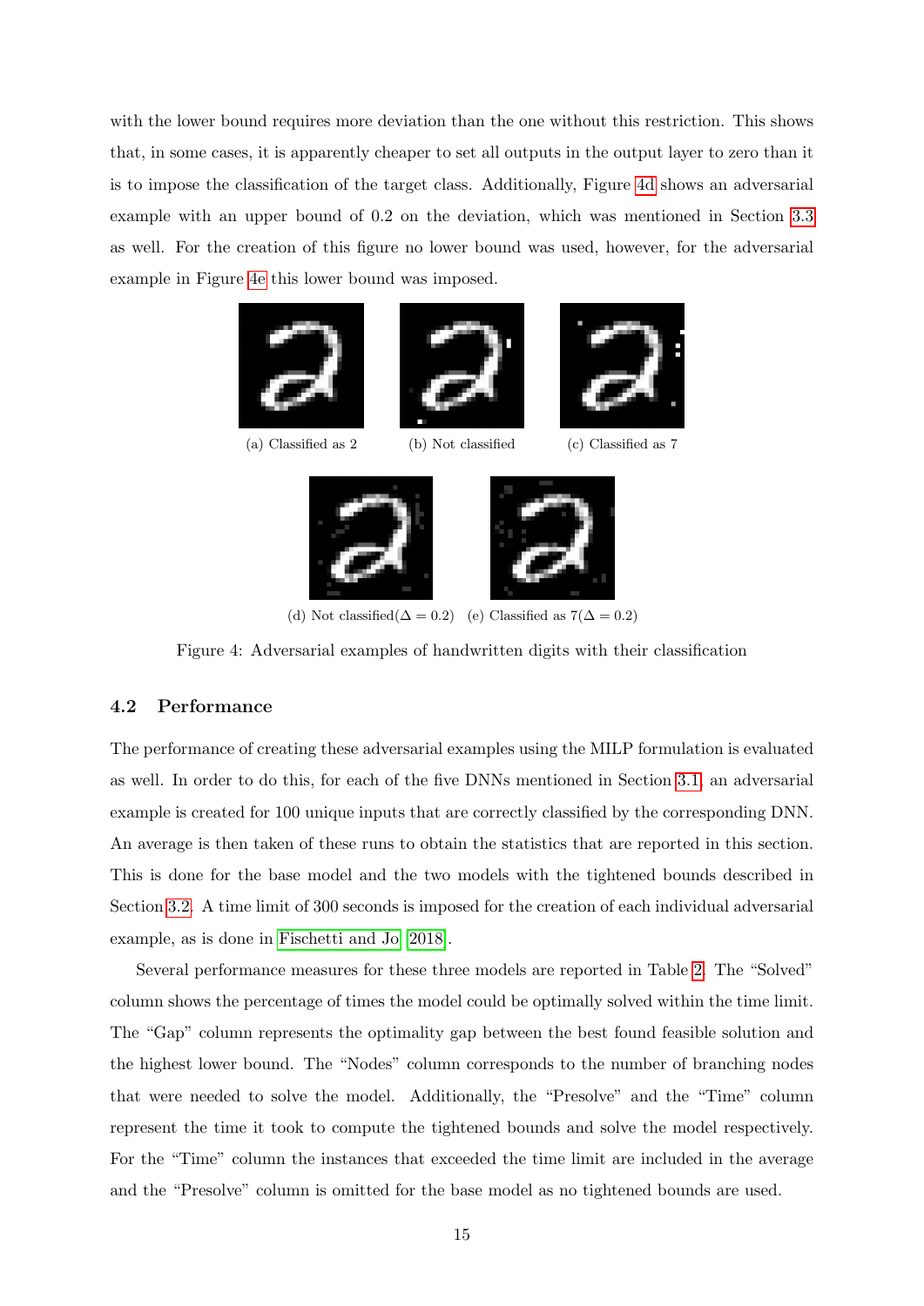with the lower bound requires more deviation than the one without this restriction. This shows that, in some cases, it is apparently cheaper to set all outputs in the output layer to zero than it is to impose the classification of the target class. Additionally, Figure 4d shows an adversarial example with an upper bound of 0.2 on the deviation, which was mentioned in Section 3.3 as well. For the creation of this figure no lower bound was used, however, for the adversarial example in Figure 4e this lower bound was imposed.

(a) Classified as 2 (b) Not classified (c) Classified as 7

(d) Not classified($\Delta = 0.2$) (e) Classified as 7($\Delta = 0.2$)

Figure 4: Adversarial examples of handwritten digits with their classification

### 4.2 Performance

The performance of creating these adversarial examples using the MILP formulation is evaluated as well. In order to do this, for each of the five DNNs mentioned in Section 3.1, an adversarial example is created for 100 unique inputs that are correctly classified by the corresponding DNN. An average is then taken of these runs to obtain the statistics that are reported in this section. This is done for the base model and the two models with the tightened bounds described in Section 3.2. A time limit of 300 seconds is imposed for the creation of each individual adversarial example, as is done in Fischetti and Jo [2018].

Several performance measures for these three models are reported in Table 2. The "Solved" column shows the percentage of times the model could be optimally solved within the time limit. The "Gap" column represents the optimality gap between the best found feasible solution and the highest lower bound. The "Nodes" column corresponds to the number of branching nodes that were needed to solve the model. Additionally, the "Presolve" and the "Time" column represent the time it took to compute the tightened bounds and solve the model respectively. For the "Time" column the instances that exceeded the time limit are included in the average and the "Presolve" column is omitted for the base model as no tightened bounds are used.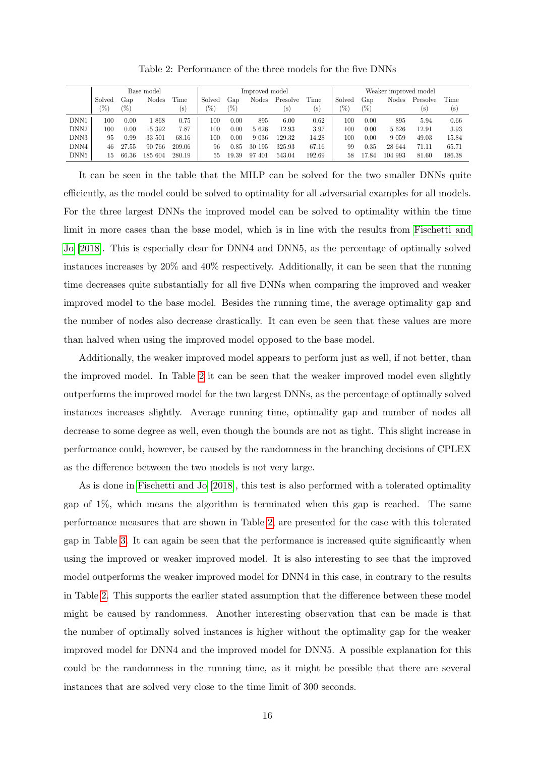Table 2: Performance of the three models for the five DNNs

| | Base model | | | | Improved model | | | | | Weaker improved model | | | | |
|---|---|---|---|---|---|---|---|---|---|---|---|---|---|---|
| | Solved (%) | Gap (%) | Nodes | Time (s) | Solved (%) | Gap (%) | Nodes | Presolve (s) | Time (s) | Solved (%) | Gap (%) | Nodes | Presolve (s) | Time (s) |
| DNN1 | 100 | 0.00 | 1 868 | 0.75 | 100 | 0.00 | 895 | 6.00 | 0.62 | 100 | 0.00 | 895 | 5.94 | 0.66 |
| DNN2 | 100 | 0.00 | 15 392 | 7.87 | 100 | 0.00 | 5 626 | 12.93 | 3.97 | 100 | 0.00 | 5 626 | 12.91 | 3.93 |
| DNN3 | 95 | 0.99 | 33 501 | 68.16 | 100 | 0.00 | 9 036 | 129.32 | 14.28 | 100 | 0.00 | 9 059 | 49.03 | 15.84 |
| DNN4 | 46 | 27.55 | 90 766 | 209.06 | 96 | 0.85 | 30 195 | 325.93 | 67.16 | 99 | 0.35 | 28 644 | 71.11 | 65.71 |
| DNN5 | 15 | 66.36 | 185 604 | 280.19 | 55 | 19.39 | 97 401 | 543.04 | 192.69 | 58 | 17.84 | 104 993 | 81.60 | 186.38 |

It can be seen in the table that the MILP can be solved for the two smaller DNNs quite efficiently, as the model could be solved to optimality for all adversarial examples for all models. For the three largest DNNs the improved model can be solved to optimality within the time limit in more cases than the base model, which is in line with the results from Fischetti and Jo [2018]. This is especially clear for DNN4 and DNN5, as the percentage of optimally solved instances increases by 20% and 40% respectively. Additionally, it can be seen that the running time decreases quite substantially for all five DNNs when comparing the improved and weaker improved model to the base model. Besides the running time, the average optimality gap and the number of nodes also decrease drastically. It can even be seen that these values are more than halved when using the improved model opposed to the base model.

Additionally, the weaker improved model appears to perform just as well, if not better, than the improved model. In Table 2 it can be seen that the weaker improved model even slightly outperforms the improved model for the two largest DNNs, as the percentage of optimally solved instances increases slightly. Average running time, optimality gap and number of nodes all decrease to some degree as well, even though the bounds are not as tight. This slight increase in performance could, however, be caused by the randomness in the branching decisions of CPLEX as the difference between the two models is not very large.

As is done in Fischetti and Jo [2018], this test is also performed with a tolerated optimality gap of 1%, which means the algorithm is terminated when this gap is reached. The same performance measures that are shown in Table 2, are presented for the case with this tolerated gap in Table 3. It can again be seen that the performance is increased quite significantly when using the improved or weaker improved model. It is also interesting to see that the improved model outperforms the weaker improved model for DNN4 in this case, in contrary to the results in Table 2. This supports the earlier stated assumption that the difference between these model might be caused by randomness. Another interesting observation that can be made is that the number of optimally solved instances is higher without the optimality gap for the weaker improved model for DNN4 and the improved model for DNN5. A possible explanation for this could be the randomness in the running time, as it might be possible that there are several instances that are solved very close to the time limit of 300 seconds.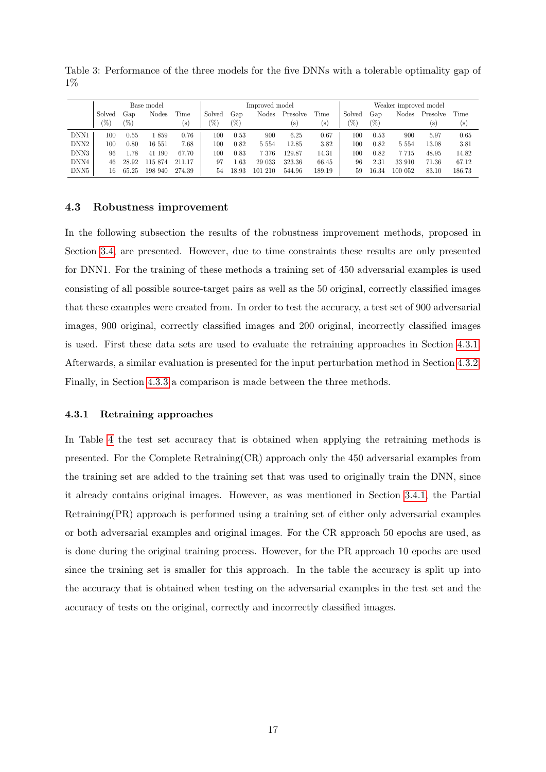Table 3: Performance of the three models for the five DNNs with a tolerable optimality gap of 1%

| | Base model | | | | Improved model | | | | | Weaker improved model | | | | |
|---|---|---|---|---|---|---|---|---|---|---|---|---|---|---|
| | Solved (%) | Gap (%) | Nodes | Time (s) | Solved (%) | Gap (%) | Nodes | Presolve (s) | Time (s) | Solved (%) | Gap (%) | Nodes | Presolve (s) | Time (s) |
| DNN1 | 100 | 0.55 | 1 859 | 0.76 | 100 | 0.53 | 900 | 6.25 | 0.67 | 100 | 0.53 | 900 | 5.97 | 0.65 |
| DNN2 | 100 | 0.80 | 16 551 | 7.68 | 100 | 0.82 | 5 554 | 12.85 | 3.82 | 100 | 0.82 | 5 554 | 13.08 | 3.81 |
| DNN3 | 96 | 1.78 | 41 190 | 67.70 | 100 | 0.83 | 7 376 | 129.87 | 14.31 | 100 | 0.82 | 7 715 | 48.95 | 14.82 |
| DNN4 | 46 | 28.92 | 115 874 | 211.17 | 97 | 1.63 | 29 033 | 323.36 | 66.45 | 96 | 2.31 | 33 910 | 71.36 | 67.12 |
| DNN5 | 16 | 65.25 | 198 940 | 274.39 | 54 | 18.93 | 101 210 | 544.96 | 189.19 | 59 | 16.34 | 100 052 | 83.10 | 186.73 |

### 4.3 Robustness improvement

In the following subsection the results of the robustness improvement methods, proposed in Section 3.4, are presented. However, due to time constraints these results are only presented for DNN1. For the training of these methods a training set of 450 adversarial examples is used consisting of all possible source-target pairs as well as the 50 original, correctly classified images that these examples were created from. In order to test the accuracy, a test set of 900 adversarial images, 900 original, correctly classified images and 200 original, incorrectly classified images is used. First these data sets are used to evaluate the retraining approaches in Section 4.3.1. Afterwards, a similar evaluation is presented for the input perturbation method in Section 4.3.2. Finally, in Section 4.3.3 a comparison is made between the three methods.

#### 4.3.1 Retraining approaches

In Table 4 the test set accuracy that is obtained when applying the retraining methods is presented. For the Complete Retraining(CR) approach only the 450 adversarial examples from the training set are added to the training set that was used to originally train the DNN, since it already contains original images. However, as was mentioned in Section 3.4.1, the Partial Retraining(PR) approach is performed using a training set of either only adversarial examples or both adversarial examples and original images. For the CR approach 50 epochs are used, as is done during the original training process. However, for the PR approach 10 epochs are used since the training set is smaller for this approach. In the table the accuracy is split up into the accuracy that is obtained when testing on the adversarial examples in the test set and the accuracy of tests on the original, correctly and incorrectly classified images.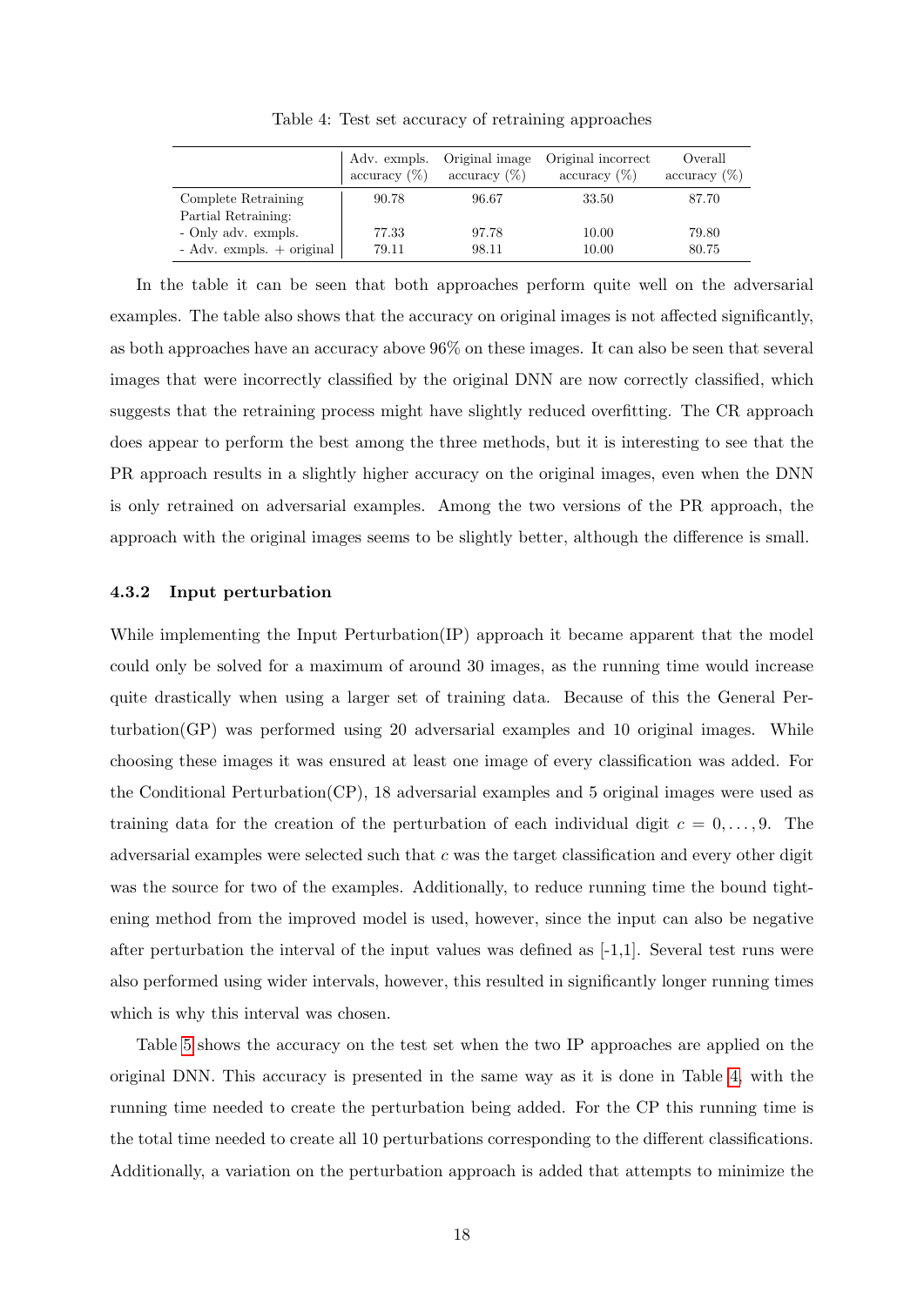Table 4: Test set accuracy of retraining approaches

| | Adv. exmpls. accuracy (%) | Original image accuracy (%) | Original incorrect accuracy (%) | Overall accuracy (%) |
|---|---|---|---|---|
| Complete Retraining | 90.78 | 96.67 | 33.50 | 87.70 |
| Partial Retraining: | | | | |
| - Only adv. exmpls. | 77.33 | 97.78 | 10.00 | 79.80 |
| - Adv. exmpls. + original | 79.11 | 98.11 | 10.00 | 80.75 |

In the table it can be seen that both approaches perform quite well on the adversarial examples. The table also shows that the accuracy on original images is not affected significantly, as both approaches have an accuracy above 96% on these images. It can also be seen that several images that were incorrectly classified by the original DNN are now correctly classified, which suggests that the retraining process might have slightly reduced overfitting. The CR approach does appear to perform the best among the three methods, but it is interesting to see that the PR approach results in a slightly higher accuracy on the original images, even when the DNN is only retrained on adversarial examples. Among the two versions of the PR approach, the approach with the original images seems to be slightly better, although the difference is small.

#### 4.3.2 Input perturbation

While implementing the Input Perturbation(IP) approach it became apparent that the model could only be solved for a maximum of around 30 images, as the running time would increase quite drastically when using a larger set of training data. Because of this the General Perturbation(GP) was performed using 20 adversarial examples and 10 original images. While choosing these images it was ensured at least one image of every classification was added. For the Conditional Perturbation(CP), 18 adversarial examples and 5 original images were used as training data for the creation of the perturbation of each individual digit $c = 0, \ldots, 9$. The adversarial examples were selected such that $c$ was the target classification and every other digit was the source for two of the examples. Additionally, to reduce running time the bound tightening method from the improved model is used, however, since the input can also be negative after perturbation the interval of the input values was defined as [-1,1]. Several test runs were also performed using wider intervals, however, this resulted in significantly longer running times which is why this interval was chosen.

Table 5 shows the accuracy on the test set when the two IP approaches are applied on the original DNN. This accuracy is presented in the same way as it is done in Table 4, with the running time needed to create the perturbation being added. For the CP this running time is the total time needed to create all 10 perturbations corresponding to the different classifications. Additionally, a variation on the perturbation approach is added that attempts to minimize the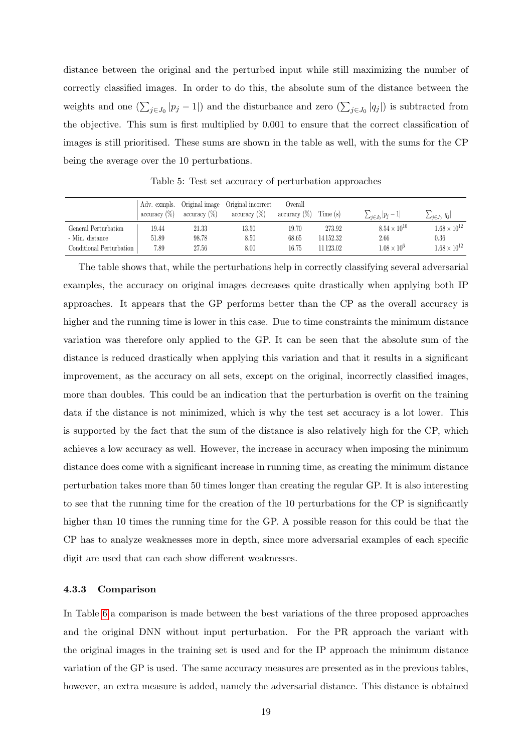distance between the original and the perturbed input while still maximizing the number of correctly classified images. In order to do this, the absolute sum of the distance between the weights and one ($\sum_{j\in J_0}|p_j - 1|$) and the disturbance and zero ($\sum_{j\in J_0}|q_j|$) is subtracted from the objective. This sum is first multiplied by 0.001 to ensure that the correct classification of images is still prioritised. These sums are shown in the table as well, with the sums for the CP being the average over the 10 perturbations.

Table 5: Test set accuracy of perturbation approaches

| | Adv. exmpls. accuracy (%) | Original image accuracy (%) | Original incorrect accuracy (%) | Overall accuracy (%) | Time (s) | $\sum_{j\in J_0}\lvert p_j - 1\rvert$ | $\sum_{j\in J_0}\lvert q_j\rvert$ |
|---|---|---|---|---|---|---|---|
| General Perturbation | 19.44 | 21.33 | 13.50 | 19.70 | 273.92 | $8.54 \times 10^{10}$ | $1.68 \times 10^{12}$ |
| - Min. distance | 51.89 | 98.78 | 8.50 | 68.65 | 14 152.32 | 2.66 | 0.36 |
| Conditional Perturbation | 7.89 | 27.56 | 8.00 | 16.75 | 11 123.02 | $1.08 \times 10^{6}$ | $1.68 \times 10^{12}$ |

The table shows that, while the perturbations help in correctly classifying several adversarial examples, the accuracy on original images decreases quite drastically when applying both IP approaches. It appears that the GP performs better than the CP as the overall accuracy is higher and the running time is lower in this case. Due to time constraints the minimum distance variation was therefore only applied to the GP. It can be seen that the absolute sum of the distance is reduced drastically when applying this variation and that it results in a significant improvement, as the accuracy on all sets, except on the original, incorrectly classified images, more than doubles. This could be an indication that the perturbation is overfit on the training data if the distance is not minimized, which is why the test set accuracy is a lot lower. This is supported by the fact that the sum of the distance is also relatively high for the CP, which achieves a low accuracy as well. However, the increase in accuracy when imposing the minimum distance does come with a significant increase in running time, as creating the minimum distance perturbation takes more than 50 times longer than creating the regular GP. It is also interesting to see that the running time for the creation of the 10 perturbations for the CP is significantly higher than 10 times the running time for the GP. A possible reason for this could be that the CP has to analyze weaknesses more in depth, since more adversarial examples of each specific digit are used that can each show different weaknesses.

### 4.3.3 Comparison

In Table 6 a comparison is made between the best variations of the three proposed approaches and the original DNN without input perturbation. For the PR approach the variant with the original images in the training set is used and for the IP approach the minimum distance variation of the GP is used. The same accuracy measures are presented as in the previous tables, however, an extra measure is added, namely the adversarial distance. This distance is obtained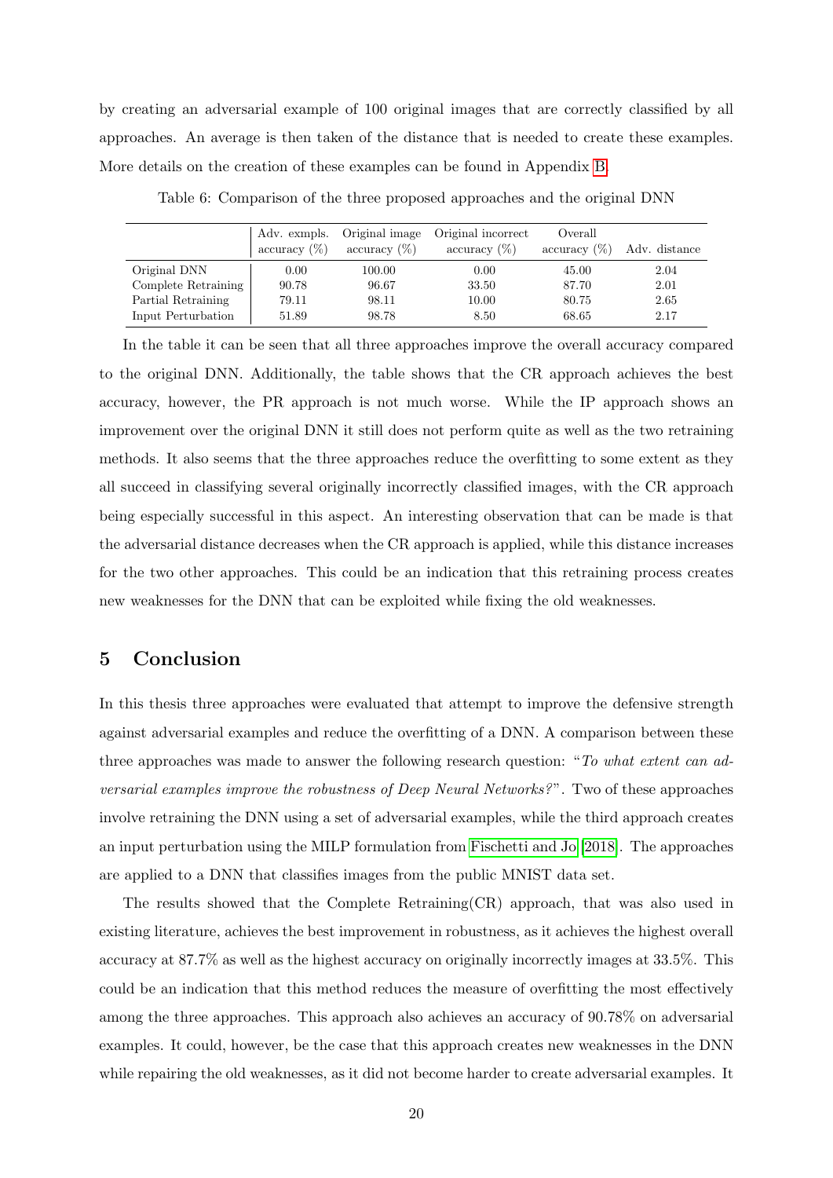by creating an adversarial example of 100 original images that are correctly classified by all approaches. An average is then taken of the distance that is needed to create these examples. More details on the creation of these examples can be found in Appendix B.

Table 6: Comparison of the three proposed approaches and the original DNN

| | Adv. exmpls. accuracy (%) | Original image accuracy (%) | Original incorrect accuracy (%) | Overall accuracy (%) | Adv. distance |
|---|---|---|---|---|---|
| Original DNN | 0.00 | 100.00 | 0.00 | 45.00 | 2.04 |
| Complete Retraining | 90.78 | 96.67 | 33.50 | 87.70 | 2.01 |
| Partial Retraining | 79.11 | 98.11 | 10.00 | 80.75 | 2.65 |
| Input Perturbation | 51.89 | 98.78 | 8.50 | 68.65 | 2.17 |

In the table it can be seen that all three approaches improve the overall accuracy compared to the original DNN. Additionally, the table shows that the CR approach achieves the best accuracy, however, the PR approach is not much worse. While the IP approach shows an improvement over the original DNN it still does not perform quite as well as the two retraining methods. It also seems that the three approaches reduce the overfitting to some extent as they all succeed in classifying several originally incorrectly classified images, with the CR approach being especially successful in this aspect. An interesting observation that can be made is that the adversarial distance decreases when the CR approach is applied, while this distance increases for the two other approaches. This could be an indication that this retraining process creates new weaknesses for the DNN that can be exploited while fixing the old weaknesses.

## 5 Conclusion

In this thesis three approaches were evaluated that attempt to improve the defensive strength against adversarial examples and reduce the overfitting of a DNN. A comparison between these three approaches was made to answer the following research question: "*To what extent can adversarial examples improve the robustness of Deep Neural Networks?*". Two of these approaches involve retraining the DNN using a set of adversarial examples, while the third approach creates an input perturbation using the MILP formulation from Fischetti and Jo [2018]. The approaches are applied to a DNN that classifies images from the public MNIST data set.

The results showed that the Complete Retraining(CR) approach, that was also used in existing literature, achieves the best improvement in robustness, as it achieves the highest overall accuracy at 87.7% as well as the highest accuracy on originally incorrectly images at 33.5%. This could be an indication that this method reduces the measure of overfitting the most effectively among the three approaches. This approach also achieves an accuracy of 90.78% on adversarial examples. It could, however, be the case that this approach creates new weaknesses in the DNN while repairing the old weaknesses, as it did not become harder to create adversarial examples. It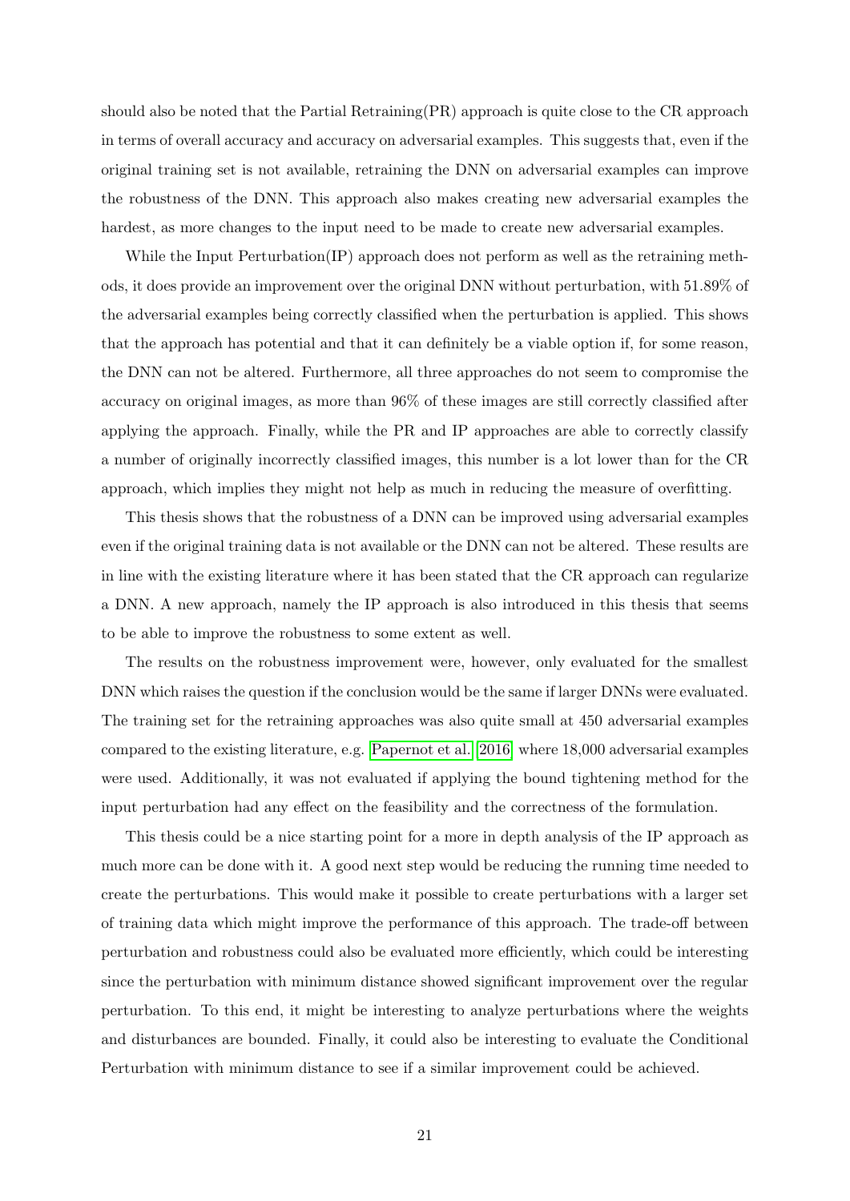should also be noted that the Partial Retraining(PR) approach is quite close to the CR approach in terms of overall accuracy and accuracy on adversarial examples. This suggests that, even if the original training set is not available, retraining the DNN on adversarial examples can improve the robustness of the DNN. This approach also makes creating new adversarial examples the hardest, as more changes to the input need to be made to create new adversarial examples.

While the Input Perturbation(IP) approach does not perform as well as the retraining methods, it does provide an improvement over the original DNN without perturbation, with 51.89% of the adversarial examples being correctly classified when the perturbation is applied. This shows that the approach has potential and that it can definitely be a viable option if, for some reason, the DNN can not be altered. Furthermore, all three approaches do not seem to compromise the accuracy on original images, as more than 96% of these images are still correctly classified after applying the approach. Finally, while the PR and IP approaches are able to correctly classify a number of originally incorrectly classified images, this number is a lot lower than for the CR approach, which implies they might not help as much in reducing the measure of overfitting.

This thesis shows that the robustness of a DNN can be improved using adversarial examples even if the original training data is not available or the DNN can not be altered. These results are in line with the existing literature where it has been stated that the CR approach can regularize a DNN. A new approach, namely the IP approach is also introduced in this thesis that seems to be able to improve the robustness to some extent as well.

The results on the robustness improvement were, however, only evaluated for the smallest DNN which raises the question if the conclusion would be the same if larger DNNs were evaluated. The training set for the retraining approaches was also quite small at 450 adversarial examples compared to the existing literature, e.g. Papernot et al. [2016] where 18,000 adversarial examples were used. Additionally, it was not evaluated if applying the bound tightening method for the input perturbation had any effect on the feasibility and the correctness of the formulation.

This thesis could be a nice starting point for a more in depth analysis of the IP approach as much more can be done with it. A good next step would be reducing the running time needed to create the perturbations. This would make it possible to create perturbations with a larger set of training data which might improve the performance of this approach. The trade-off between perturbation and robustness could also be evaluated more efficiently, which could be interesting since the perturbation with minimum distance showed significant improvement over the regular perturbation. To this end, it might be interesting to analyze perturbations where the weights and disturbances are bounded. Finally, it could also be interesting to evaluate the Conditional Perturbation with minimum distance to see if a similar improvement could be achieved.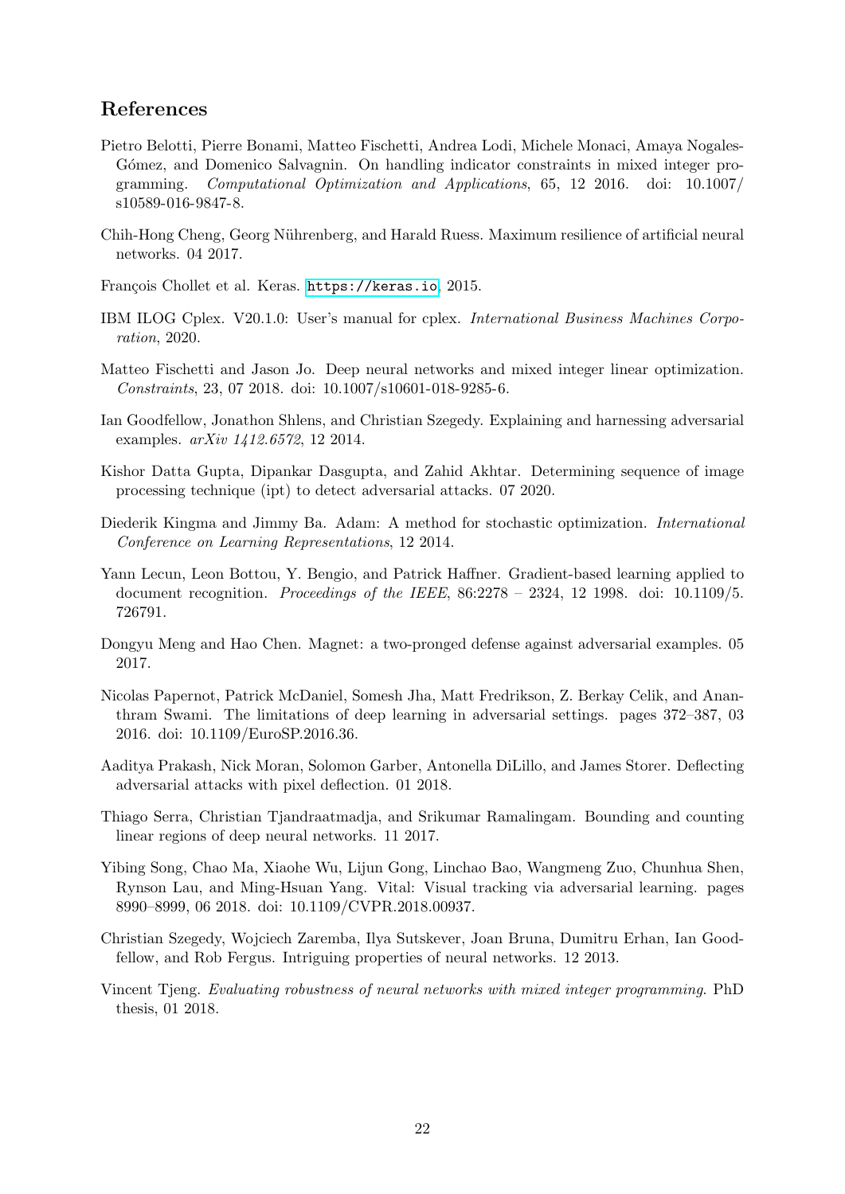## References

Pietro Belotti, Pierre Bonami, Matteo Fischetti, Andrea Lodi, Michele Monaci, Amaya Nogales-Gómez, and Domenico Salvagnin. On handling indicator constraints in mixed integer programming. *Computational Optimization and Applications*, 65, 12 2016. doi: 10.1007/s10589-016-9847-8.

Chih-Hong Cheng, Georg Nührenberg, and Harald Ruess. Maximum resilience of artificial neural networks. 04 2017.

François Chollet et al. Keras. https://keras.io, 2015.

IBM ILOG Cplex. V20.1.0: User's manual for cplex. *International Business Machines Corporation*, 2020.

Matteo Fischetti and Jason Jo. Deep neural networks and mixed integer linear optimization. *Constraints*, 23, 07 2018. doi: 10.1007/s10601-018-9285-6.

Ian Goodfellow, Jonathon Shlens, and Christian Szegedy. Explaining and harnessing adversarial examples. *arXiv 1412.6572*, 12 2014.

Kishor Datta Gupta, Dipankar Dasgupta, and Zahid Akhtar. Determining sequence of image processing technique (ipt) to detect adversarial attacks. 07 2020.

Diederik Kingma and Jimmy Ba. Adam: A method for stochastic optimization. *International Conference on Learning Representations*, 12 2014.

Yann Lecun, Leon Bottou, Y. Bengio, and Patrick Haffner. Gradient-based learning applied to document recognition. *Proceedings of the IEEE*, 86:2278 – 2324, 12 1998. doi: 10.1109/5.726791.

Dongyu Meng and Hao Chen. Magnet: a two-pronged defense against adversarial examples. 05 2017.

Nicolas Papernot, Patrick McDaniel, Somesh Jha, Matt Fredrikson, Z. Berkay Celik, and Ananthram Swami. The limitations of deep learning in adversarial settings. pages 372–387, 03 2016. doi: 10.1109/EuroSP.2016.36.

Aaditya Prakash, Nick Moran, Solomon Garber, Antonella DiLillo, and James Storer. Deflecting adversarial attacks with pixel deflection. 01 2018.

Thiago Serra, Christian Tjandraatmadja, and Srikumar Ramalingam. Bounding and counting linear regions of deep neural networks. 11 2017.

Yibing Song, Chao Ma, Xiaohe Wu, Lijun Gong, Linchao Bao, Wangmeng Zuo, Chunhua Shen, Rynson Lau, and Ming-Hsuan Yang. Vital: Visual tracking via adversarial learning. pages 8990–8999, 06 2018. doi: 10.1109/CVPR.2018.00937.

Christian Szegedy, Wojciech Zaremba, Ilya Sutskever, Joan Bruna, Dumitru Erhan, Ian Goodfellow, and Rob Fergus. Intriguing properties of neural networks. 12 2013.

Vincent Tjeng. *Evaluating robustness of neural networks with mixed integer programming*. PhD thesis, 01 2018.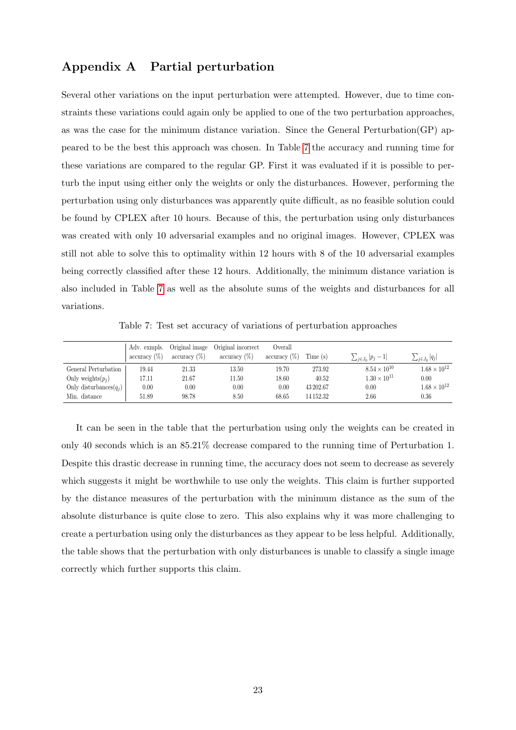## Appendix A Partial perturbation

Several other variations on the input perturbation were attempted. However, due to time constraints these variations could again only be applied to one of the two perturbation approaches, as was the case for the minimum distance variation. Since the General Perturbation(GP) appeared to be the best this approach was chosen. In Table 7 the accuracy and running time for these variations are compared to the regular GP. First it was evaluated if it is possible to perturb the input using either only the weights or only the disturbances. However, performing the perturbation using only disturbances was apparently quite difficult, as no feasible solution could be found by CPLEX after 10 hours. Because of this, the perturbation using only disturbances was created with only 10 adversarial examples and no original images. However, CPLEX was still not able to solve this to optimality within 12 hours with 8 of the 10 adversarial examples being correctly classified after these 12 hours. Additionally, the minimum distance variation is also included in Table 7 as well as the absolute sums of the weights and disturbances for all variations.

Table 7: Test set accuracy of variations of perturbation approaches

| | Adv. exmpls. accuracy (%) | Original image accuracy (%) | Original incorrect accuracy (%) | Overall accuracy (%) | Time (s) | $\sum_{j \in J_0} \lvert p_j - 1 \rvert$ | $\sum_{j \in J_0} \lvert q_j \rvert$ |
|---|---|---|---|---|---|---|---|
| General Perturbation | 19.44 | 21.33 | 13.50 | 19.70 | 273.92 | $8.54 \times 10^{10}$ | $1.68 \times 10^{12}$ |
| Only weights($p_j$) | 17.11 | 21.67 | 11.50 | 18.60 | 40.52 | $1.30 \times 10^{11}$ | 0.00 |
| Only disturbances($q_j$) | 0.00 | 0.00 | 0.00 | 0.00 | 43 202.67 | 0.00 | $1.68 \times 10^{12}$ |
| Min. distance | 51.89 | 98.78 | 8.50 | 68.65 | 14 152.32 | 2.66 | 0.36 |

It can be seen in the table that the perturbation using only the weights can be created in only 40 seconds which is an 85.21% decrease compared to the running time of Perturbation 1. Despite this drastic decrease in running time, the accuracy does not seem to decrease as severely which suggests it might be worthwhile to use only the weights. This claim is further supported by the distance measures of the perturbation with the minimum distance as the sum of the absolute disturbance is quite close to zero. This also explains why it was more challenging to create a perturbation using only the disturbances as they appear to be less helpful. Additionally, the table shows that the perturbation with only disturbances is unable to classify a single image correctly which further supports this claim.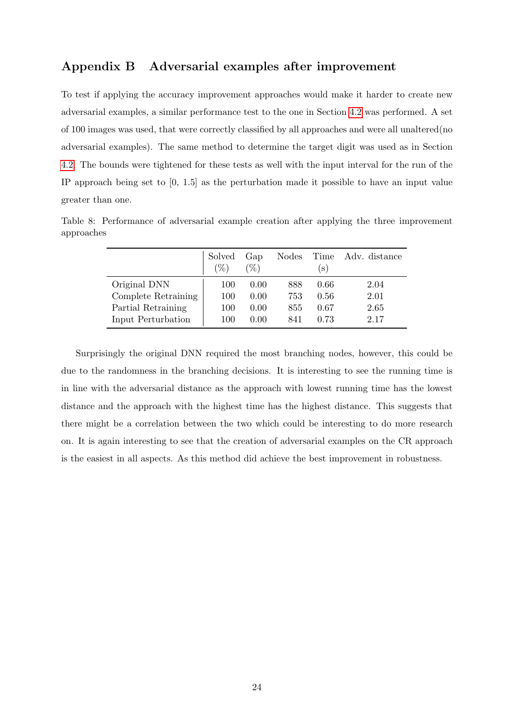## Appendix B Adversarial examples after improvement

To test if applying the accuracy improvement approaches would make it harder to create new adversarial examples, a similar performance test to the one in Section 4.2 was performed. A set of 100 images was used, that were correctly classified by all approaches and were all unaltered(no adversarial examples). The same method to determine the target digit was used as in Section 4.2. The bounds were tightened for these tests as well with the input interval for the run of the IP approach being set to [0, 1.5] as the perturbation made it possible to have an input value greater than one.

Table 8: Performance of adversarial example creation after applying the three improvement approaches

| | Solved (%) | Gap (%) | Nodes | Time (s) | Adv. distance |
|---|---|---|---|---|---|
| Original DNN | 100 | 0.00 | 888 | 0.66 | 2.04 |
| Complete Retraining | 100 | 0.00 | 753 | 0.56 | 2.01 |
| Partial Retraining | 100 | 0.00 | 855 | 0.67 | 2.65 |
| Input Perturbation | 100 | 0.00 | 841 | 0.73 | 2.17 |

Surprisingly the original DNN required the most branching nodes, however, this could be due to the randomness in the branching decisions. It is interesting to see the running time is in line with the adversarial distance as the approach with lowest running time has the lowest distance and the approach with the highest time has the highest distance. This suggests that there might be a correlation between the two which could be interesting to do more research on. It is again interesting to see that the creation of adversarial examples on the CR approach is the easiest in all aspects. As this method did achieve the best improvement in robustness.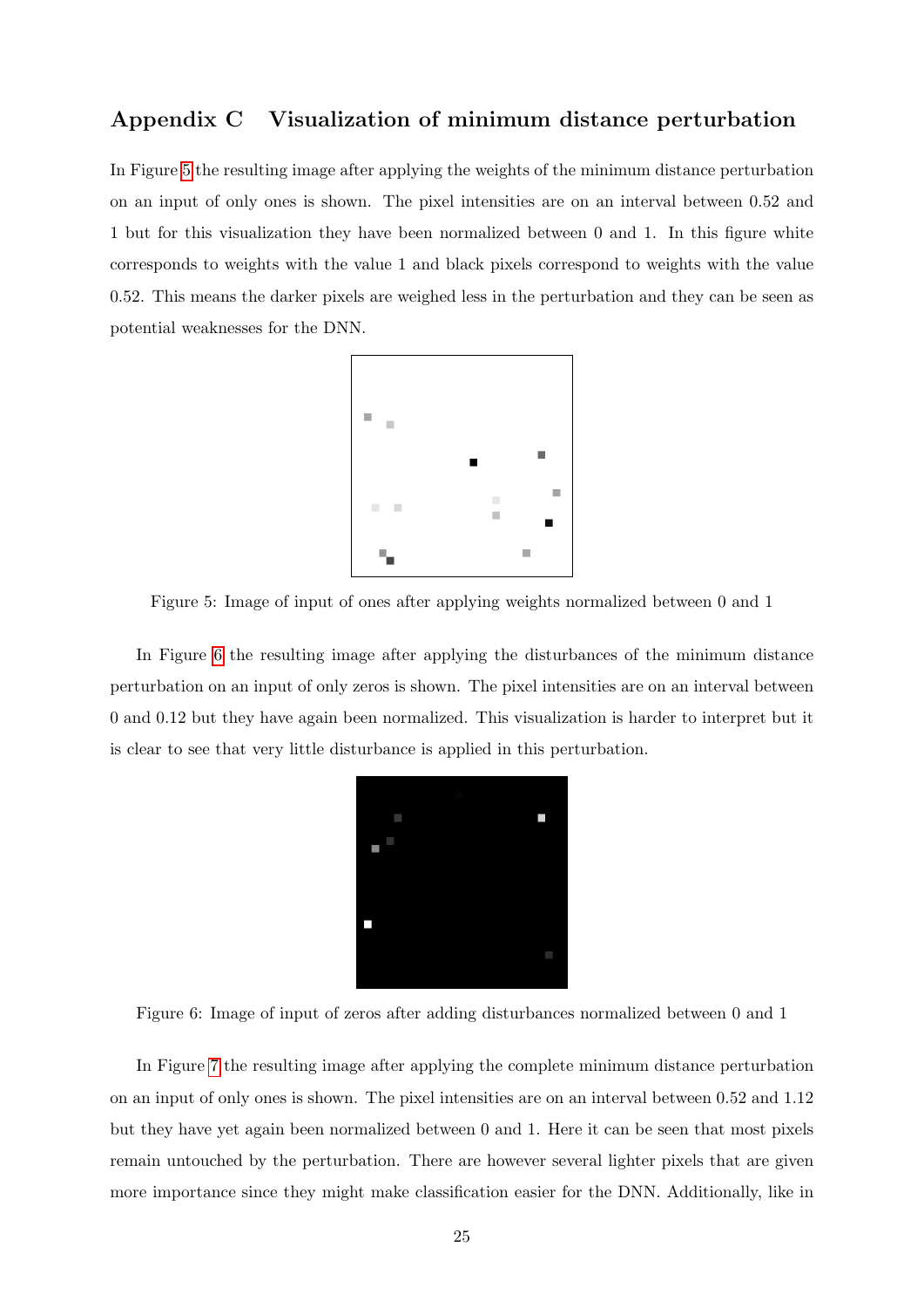## Appendix C Visualization of minimum distance perturbation

In Figure 5 the resulting image after applying the weights of the minimum distance perturbation on an input of only ones is shown. The pixel intensities are on an interval between 0.52 and 1 but for this visualization they have been normalized between 0 and 1. In this figure white corresponds to weights with the value 1 and black pixels correspond to weights with the value 0.52. This means the darker pixels are weighed less in the perturbation and they can be seen as potential weaknesses for the DNN.

Figure 5: Image of input of ones after applying weights normalized between 0 and 1

In Figure 6 the resulting image after applying the disturbances of the minimum distance perturbation on an input of only zeros is shown. The pixel intensities are on an interval between 0 and 0.12 but they have again been normalized. This visualization is harder to interpret but it is clear to see that very little disturbance is applied in this perturbation.

Figure 6: Image of input of zeros after adding disturbances normalized between 0 and 1

In Figure 7 the resulting image after applying the complete minimum distance perturbation on an input of only ones is shown. The pixel intensities are on an interval between 0.52 and 1.12 but they have yet again been normalized between 0 and 1. Here it can be seen that most pixels remain untouched by the perturbation. There are however several lighter pixels that are given more importance since they might make classification easier for the DNN. Additionally, like in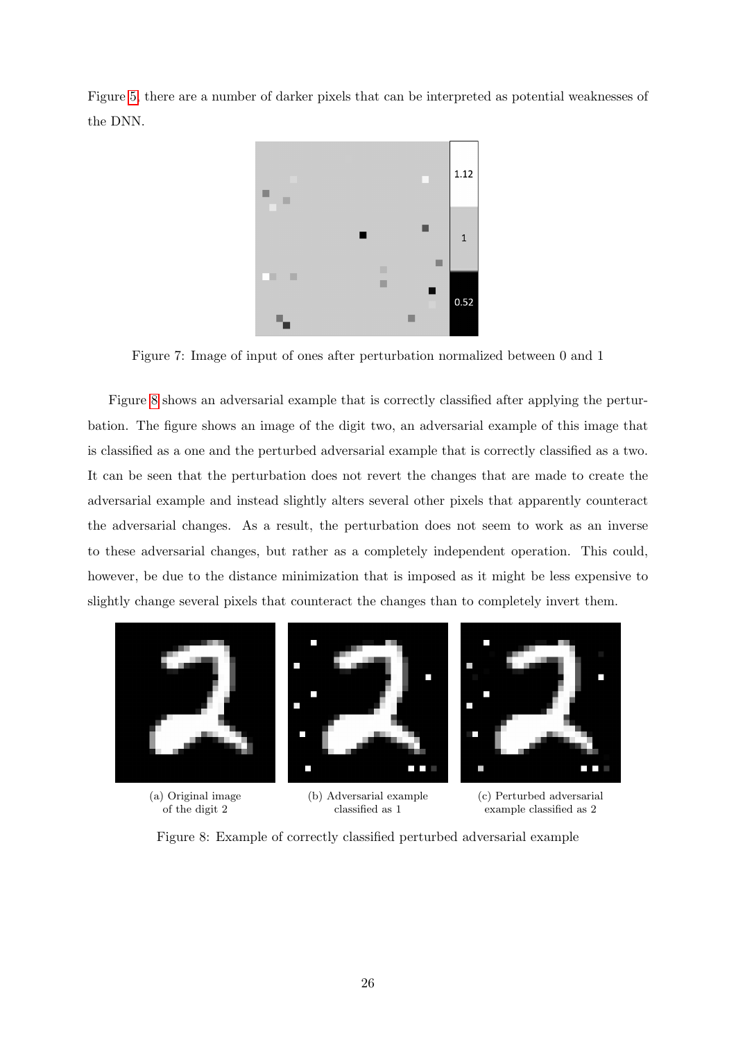Figure 5, there are a number of darker pixels that can be interpreted as potential weaknesses of the DNN.

Figure 7: Image of input of ones after perturbation normalized between 0 and 1

Figure 8 shows an adversarial example that is correctly classified after applying the perturbation. The figure shows an image of the digit two, an adversarial example of this image that is classified as a one and the perturbed adversarial example that is correctly classified as a two. It can be seen that the perturbation does not revert the changes that are made to create the adversarial example and instead slightly alters several other pixels that apparently counteract the adversarial changes. As a result, the perturbation does not seem to work as an inverse to these adversarial changes, but rather as a completely independent operation. This could, however, be due to the distance minimization that is imposed as it might be less expensive to slightly change several pixels that counteract the changes than to completely invert them.

(a) Original image of the digit 2

(b) Adversarial example classified as 1

(c) Perturbed adversarial example classified as 2

Figure 8: Example of correctly classified perturbed adversarial example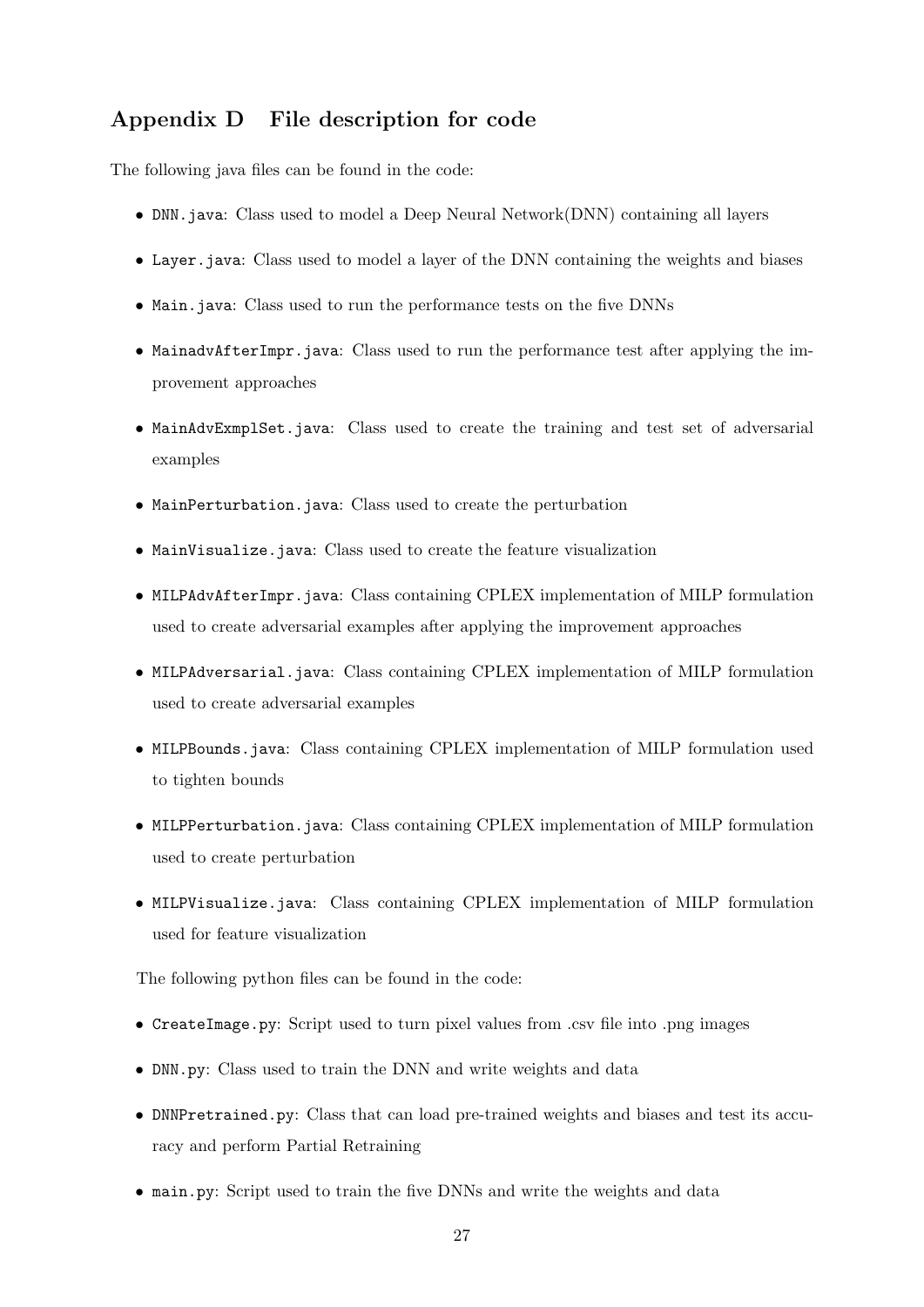## Appendix D File description for code

The following java files can be found in the code:

- `DNN.java`: Class used to model a Deep Neural Network(DNN) containing all layers
- `Layer.java`: Class used to model a layer of the DNN containing the weights and biases
- `Main.java`: Class used to run the performance tests on the five DNNs
- `MainadvAfterImpr.java`: Class used to run the performance test after applying the improvement approaches
- `MainAdvExmplSet.java`: Class used to create the training and test set of adversarial examples
- `MainPerturbation.java`: Class used to create the perturbation
- `MainVisualize.java`: Class used to create the feature visualization
- `MILPAdvAfterImpr.java`: Class containing CPLEX implementation of MILP formulation used to create adversarial examples after applying the improvement approaches
- `MILPAdversarial.java`: Class containing CPLEX implementation of MILP formulation used to create adversarial examples
- `MILPBounds.java`: Class containing CPLEX implementation of MILP formulation used to tighten bounds
- `MILPPerturbation.java`: Class containing CPLEX implementation of MILP formulation used to create perturbation
- `MILPVisualize.java`: Class containing CPLEX implementation of MILP formulation used for feature visualization

The following python files can be found in the code:

- `CreateImage.py`: Script used to turn pixel values from .csv file into .png images
- `DNN.py`: Class used to train the DNN and write weights and data
- `DNNPretrained.py`: Class that can load pre-trained weights and biases and test its accuracy and perform Partial Retraining
- `main.py`: Script used to train the five DNNs and write the weights and data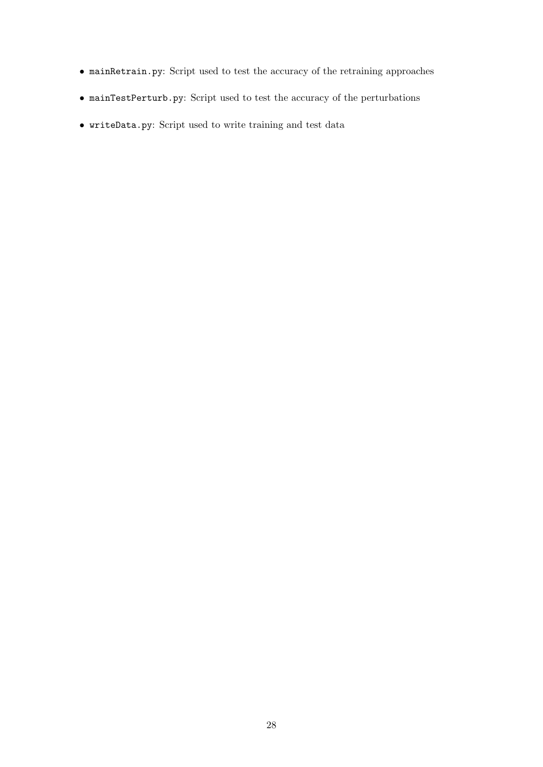- `mainRetrain.py`: Script used to test the accuracy of the retraining approaches
- `mainTestPerturb.py`: Script used to test the accuracy of the perturbations
- `writeData.py`: Script used to write training and test data